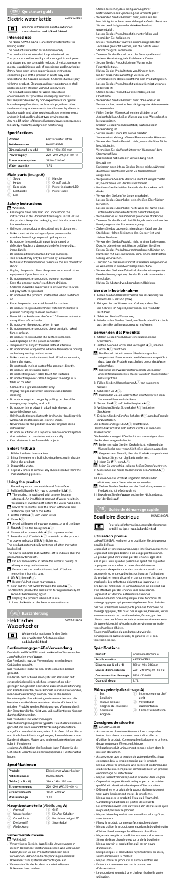# EN Quick start guide

## Electric water kettle

KAWK3466EAL

For more information see the extended manual online: **ned.is/kawk3466eal**

### Intended use

The Nedis KAWK3466EAL is an electric water kettle for boiling water.

The product is intended for indoor use only.

The product is not intended for professional use.

This product can be used by children aged from 8 years and above and persons with reduced physical, sensory or mental capabilities or lack of experience and knowledge if they have been given supervision or instruction concerning use of the product in a safe way and understand the hazards involved. Children shall not play with the product. Cleaning and user maintenance shall not be done by children without supervision.

The product is intended for use in household environments for typical housekeeping functions that may also be used by non-expert users for typical housekeeping functions, such as: shops, offices, other similar working environments, farm houses, by clients in hotels, motels and other residential type environments and/or in bed and breakfast type environments.

Any modification of the product may have consequences for safety, warranty and proper functioning.

### Specifications

| Product | Electric water kettle |
| --- | --- |
| Article number | KAWK3466EAL |
| Dimensions (l x w x h) | 180 x 186 x 236 mm |
| Power supply | 220 - 240 VAC; 50 - 60 Hz |
| Power consumption | 1850 - 2200 W |
| Water quantity | 1.7 L |

### Main parts (image A)

1. Spout
2. Kettle
3. Base plate
4. Lid handle
5. Lid
6. Handle
7. On/off switch
8. Power indicator LED
9. Power cable

### Safety instructions

⚠ WARNING

- Ensure you have fully read and understood the instructions in this document before you install or use the product. Keep the packaging and this document for future reference.
- Only use the product as described in this document.
- Make sure that the voltage of your power outlet matches the voltage required by the product.
- Do not use the product if a part is damaged or defective. Replace a damaged or defective product immediately.
- Do not drop the product and avoid bumping.
- This product may only be serviced by a qualified technician for maintenance to reduce the risk of electric shock.
- Unplug the product from the power source and other equipment if problems occur.
- Do not expose the product to water or moisture.
- Keep the product out of reach from children.
- Children should be supervised to ensure that they do not play with the product.
- Do not leave the product unattended when switched on.
- Place the product on a stable and flat surface.
- Do not use the product without water in the kettle to prevent damaging the heat elements.
- Never fill the kettle over the "max". Otherwise hot water can spill out of the kettle.
- Do not cover the product when in use.
- Do not expose the product to direct sunlight, naked flames or heat.
- Do not use the product if it is damaged.
- Avoid spillage on the power connector.
- The product is subject to residual heat after use.
- Do not remove or open the lid while the water is boiling and when pouring out hot water.
- Make sure the product is switched off before removing it from the stand.
- Do not touch the hot parts of the product directly.
- Do not use an extension cable.
- Do not let the power cable touch hot surfaces.
- Do not let the power cable hang over the edge of a table or counter.
- Connect to a grounded outlet only.
- Unplug the product when not in use and before cleaning.
- Do not unplug the charger by pulling on the cable. Always grasp the plug and pull.
- Do not use this product in a bathtub, shower, or water-filled reservoir.
- Only handle the product with dry hands. Handling with wet hands might cause an electric shock.
- Never immerse the product in water or place it in a dishwasher.
- Do not use a timer or a separate remote-control system that switches on the device automatically.
- Keep distance from flammable objects.

### Before first use

1. Fill the kettle to the max line.
2. Bring the water to a boil following the steps in chapter Using the product.
3. Discard the water.
4. Repeat 2 times to remove any dust or residue from the manufacturing process.

### Using the product

1. Place the product on a stable and flat surface.
2. Pull the lid handle A4 up to open the lid A5.

⚠ The product is equipped with an overheating safeguard. An insufficient amount of water results in the product switching off before the water has boiled.

⚠ Never fill the kettle over the "max". Otherwise hot water can spill out of the kettle.

3. Fill the kettle A2 with clean water.
4. Close A5.

⚠ Avoid spillage on the power connector and the base.

5. Place A2 on the base plate A3.
6. Connect the power cable A9 to a power outlet.
7. Press the on/off switch A7 to switch on the product.

The power indicator LED A8 lights up.

The product automatically switches off after the water has boiled.

The power indicator LED switches off to indicate that the product is switched off.

⚠ Do not remove the lid while the water is boiling or when pouring out hot water.

⚠ Ensure that the product is switched off before removing it from its base.

8. Lift A2 from A3.

⚠ Be careful, hot steam may escape.

9. Pour out the hot water through the spout A1.
10. Allow the product to cool down for approximately 30 seconds before using again.

⚠ Unplug the product when not in use.

11. Store the kettle on the base when not in use.

# DE Kurzanleitung

## Elektrischer Wasserkocher

KAWK3466EAL

Weitere Informationen finden Sie in der erweiterten Anleitung online: **ned.is/kawk3466eal**

### Bestimmungsgemäße Verwendung

Der Nedis KAWK3466EAL ist ein elektrischer Wasserkocher zum Aufkochen von Wasser.

Das Produkt ist nur zur Verwendung innerhalb von Gebäuden gedacht.

Das Produkt ist nicht für den professionellen Einsatz gedacht.

Kinder ab dem achten Lebensjahr und Personen mit eingeschränkten körperlichen, sensorischen oder geistigen Fähigkeiten oder ohne ausreichende Erfahrung und Kenntnis dürfen dieses Produkt nur dann verwenden, wenn sie beaufsichtigt werden oder in die sichere Benutzung des Produkts eingewiesen wurden und die bestehenden Gefahren verstehen. Kinder dürfen nicht mit dem Produkt spielen. Reinigung und Wartung durch den Benutzer dürfen nicht von unbeaufsichtigten Kindern durchgeführt werden.

Das Produkt ist zur Verwendung in Haushaltsumgebungen für typische Haushaltsfunktionen gedacht, die auch von nicht fachkundigen Benutzern ausgeführt werden können, wie z. B. in Geschäften, Büros und ähnlichen Arbeitsumgebungen, Bauernhäusern, von Kunden in Hotels, Motels und anderen Unterkünften und/oder in Pensionen.

Jegliche Modifikation des Produkts kann Folgen für die Sicherheit, Garantie und ordnungsgemäße Funktionalität haben.

### Spezifikationen

| Produkt | Elektrischer Wasserkocher |
| --- | --- |
| Artikelnummer | KAWK3466EAL |
| Größe (L x B x H) | 180 x 186 x 236 mm |
| Stromversorgung | 220 - 240 VAC; 50 - 60 Hz |
| Stromverbrauch | 1850 - 2200 W |
| Wassermenge | 1,7 l |

### Hauptbestandteile (Abbildung A)

1. Ausguss
2. Kessel
3. Grundplatte
4. Deckelgriff
5. Deckel
6. Griff
7. Ein/Aus-Schalter
8. Betriebsanzeige-LED
9. Stromkabel

### Sicherheitshinweise

⚠ WARNUNG

- Vergewissern Sie sich, dass Sie die Anweisungen in diesem Dokument vollständig gelesen und verstanden haben, bevor Sie das Produkt installieren oder verwenden. Heben Sie die Verpackung und dieses Dokument zum späteren Nachschlagen auf.
- Verwenden Sie das Produkt nur wie in diesem Dokument beschrieben.
- Stellen Sie sicher, dass die Spannung Ihrer Netzsteckdose zur Spannung des Produkts passt.
- Verwenden Sie das Produkt nicht, wenn ein Teil beschädigt ist oder ein Mangel vorliegt. Ersetzen Sie ein beschädigtes oder defektes Produkt unverzüglich.
- Lassen Sie das Produkt nicht herunterfallen und vermeiden Sie Kollisionen.
- Dieses Produkt darf nur von einem ausgebildeten Techniker gewartet werden, um die Gefahr eines Stromschlags zu reduzieren.
- Trennen Sie das Produkt von der Stromquelle und anderen Ausrüstung, falls Probleme auftreten.
- Setzen Sie das Produkt keinem Wasser oder Feuchtigkeit aus.
- Halten Sie das Produkt stets von Kindern fern.
- Kinder müssen beaufsichtigt werden, um sicherzustellen, dass sie nicht mit dem Produkt spielen.
- Lassen Sie das Produkt nicht unbeaufsichtigt, wenn es in Betrieb ist.
- Stellen Sie das Produkt auf eine stabile, ebene Oberfläche.
- Verwenden Sie das Produkt nicht ohne Wasser im Wasserkocher, um eine Beschädigung der Heizelemente zu vermeiden.
- Füllen Sie den Wasserkocher niemals über „max." Andernfalls kann heißes Wasser aus dem Wasserkocher herauslaufen.
- Decken Sie das Produkt nicht ab, während es in Verwendung ist.
- Setzen Sie das Produkt keiner direkten Sonneneinstrahlung, offenen Flammen oder Hitze aus.
- Verwenden Sie das Produkt nicht, wenn die Oberfläche beschädigt ist.
- Vermeiden Sie ein Verschütten von Wasser auf dem Stromanschluss.
- Das Produkt hat nach der Verwendung noch Restwärme.
- Entfernen oder öffnen Sie den Deckel nicht, während das Wasser kocht oder wenn Sie heißes Wasser ausgießen.
- Vergewissern Sie sich, dass das Produkt ausgeschaltet ist, bevor Sie es von der Basis entfernen.
- Berühren Sie die heißen Bauteile des Produktes nicht direkt.
- Verwenden Sie kein Verlängerungskabel.
- Lassen Sie das Stromkabel keine heißen Oberflächen berühren.
- Lassen Sie das Stromkabel nicht über die Kante eines Tisches oder einer Arbeitsplatte herunterhängen.
- Verbinden Sie es nur mit einer geerdeten Steckdose.
- Trennen Sie das Produkt bei Nichtgebrauch und vor der Reinigung von der Stromversorgung.
- Ziehen Sie das Ladegerät niemals am Kabel aus der Steckdose. Halten Sie immer den Stecker fest und ziehen Sie daran.
- Verwenden Sie das Produkt nicht in einer Badewanne, Dusche oder einem mit Wasser gefüllten Behälter.
- Fassen Sie das Produkt nur mit trockenen Händen an. Hantieren mit nassen Händen kann einen elektrischen Schlag verursachen.
- Tauchen Sie das Produkt nicht in Wasser und geben Sie es keinesfalls in eine Geschirrspülmaschine.
- Verwenden Sie keine Zeitschaltuhr oder separate Fernbedienungssystem, das das Produkt automatisch einschaltet.
- Halten Sie Abstand von brennbaren Objekten.

### Vor der Inbetriebnahme

1. Füllen Sie den Wasserkocher bis zur Markierung für maximale Füllmenge (max).
2. Bringen Sie das Wasser zum Kochen, indem Sie die Schritte im Kapitel „Verwenden des Produkts" ausführen.
3. Schütten Sie das Wasser weg.
4. Wiederholen Sie dies 2 mal, um Staub oder Rückstände aus dem Herstellungsprozess zu entfernen.

### Verwenden des Produkts

1. Stellen Sie das Produkt auf eine stabile, ebene Oberfläche.
2. Ziehen Sie den Deckel am Deckelgriff A4 an, um den Deckel A5 zu öffnen.

⚠ Das Produkt ist mit einem Überhitzungsschutz ausgestattet. Eine unzureichende Wassermenge führt dazu, dass sich das Produkt ausschaltet, bevor das Wasser gekocht hat.

⚠ Füllen Sie den Wasserkocher niemals über „max." Andernfalls kann heißes Wasser aus dem Wasserkocher herauslaufen.

3. Füllen Sie den Wasserkocher A2 mit sauberem Wasser.
4. Schließen Sie A5.

⚠ Vermeiden Sie ein Verschütten von Wasser auf dem Stromanschluss und die Basis.

5. Setzen Sie A2 auf die Bodenplatte A3.
6. Verbinden Sie das Stromkabel A9 mit einer Steckdose.
7. Drücken Sie den Ein/Aus-Schalter A7, um das Produkt einzuschalten.

Die Betriebsanzeige-LED A8 leuchtet auf.

Das Produkt schaltet sich automatisch aus, wenn das Wasser kocht.

Die Betriebsanzeige-LED erlischt, um anzuzeigen, dass das Produkt ausgeschaltet ist.

⚠ Entfernen oder öffnen Sie den Deckel nicht, während das Wasser kocht oder wenn Sie heißes Wasser ausgießen.

⚠ Vergewissern Sie sich, dass das Produkt ausgeschaltet ist, bevor Sie es von der Basis entfernen.

8. Heben Sie A2 von A3.

⚠ Seien Sie vorsichtig, es kann heißer Dampf austreten.

9. Gießen Sie das heiße Wasser durch den Ausguss A1 aus.
10. Lassen Sie das Produkt ungefähr 30 Sekunden abkühlen, bevor Sie es wieder benutzen.

⚠ Ziehen Sie den Stecker aus der Steckdose, wenn das Produkt nicht in Gebrauch ist.

11. Bewahren Sie den Wasserkocher bei Nichtgebrauch auf der Basis auf.

# FR Guide de démarrage rapide

## Bouilloire électrique

KAWK3466EAL

Pour plus d'informations, consultez le manuel détaillé en ligne : **ned.is/kawk3466eal**

### Utilisation prévue

La KAWK3466EAL Nedis est une bouilloire électrique pour bouillir de l'eau.

Le produit est prévu pour un usage intérieur uniquement.

Le produit n'est pas destiné à un usage professionnel.

Ce produit peut être utilisé par des enfants âgés de 8 ans et plus ainsi que des personnes aux capacités physiques, sensorielles ou mentales réduites ou manquant d'expérience et de connaissances s'ils sont supervisés ou ont reçu des instructions sur l'utilisation du produit en toute sécurité et comprennent les dangers impliqués. Les enfants ne doivent pas jouer avec le produit. Le nettoyage et la maintenance ne doivent pas être effectués par des enfants sans surveillance.

Le produit est destiné à être utilisé dans des environnements domestiques pour des fonctions de ménage typiques qui peuvent également être réalisées par des utilisateurs non experts pour des fonctions de ménage typiques, tels que : des magasins, bureaux, autres environnements de travail similaires, fermes, par des clients dans des hôtels, motels et autres environnements de type résidentiel et/ou dans des environnements de type chambres d'hôtes.

Toute modification du produit peut avoir des conséquences sur la sécurité, la garantie et le bon fonctionnement.

### Spécifications

| Produit | Bouilloire électrique |
| --- | --- |
| Article numéro | KAWK3466EAL |
| Dimensions (L x l x H) | 180 x 186 x 236 mm |
| Source d'alimentation | 220 - 240 VAC; 50 - 60 Hz |
| Consommation d'énergie | 1850 - 2200 W |
| Quantité d'eau | 1,7 L |

### Pièces principales (image A)

1. Bec
2. Bouilloire
3. Plaque de base
4. Poignée du couvercle
5. Couvercle
6. Poignée
7. Interrupteur marche/arrêt
8. Voyant LED d'alimentation
9. Câble d'alimentation

### Consignes de sécurité

⚠ AVERTISSEMENT

- Assurez-vous d'avoir entièrement lu et compris les instructions de ce document avant d'installer ou d'utiliser le produit. Conservez l'emballage et le présent document pour référence ultérieure.
- Utilisez le produit uniquement comme décrit dans le présent document.
- Assurez-vous que la tension de votre prise électrique correspond à la tension requise par le produit.
- Ne pas utiliser le produit si une pièce est endommagée ou défectueuse. Remplacez immédiatement un produit endommagé ou défectueux.
- Ne pas laisser tomber le produit et éviter de le cogner.
- Ce produit ne peut être réparé que par un technicien qualifié afin de réduire les risques d'électrocution.
- Débranchez le produit de la source d'alimentation et tout autre équipement en cas de problème.
- Ne pas exposer le produit à l'eau ou à l'humidité.
- Gardez le produit hors de portée des enfants.
- Les enfants doivent être surveillés afin de s'assurer qu'ils ne jouent pas avec le produit.
- Ne pas laisser le produit sans surveillance lorsqu'il est sous tension.
- Placez le produit sur une surface stable et plane.
- Ne pas utiliser le produit sans eau dans la bouilloire afin d'éviter d'endommager les éléments chauffants.
- Ne jamais remplir la bouilloire au-dessus de « max ». Sinon, de l'eau chaude peut sortir de la bouilloire.
- Ne pas couvrir le produit lorsqu'il est en cours d'utilisation.
- N'exposez pas le produit aux rayons directs du soleil, aux flammes nues ou à la chaleur.
- Ne pas utiliser le produit si la surface est fissurée.
- Évitez tout déversement sur le connecteur d'alimentation.
- Le produit est soumis à une chaleur résiduelle après utilisation.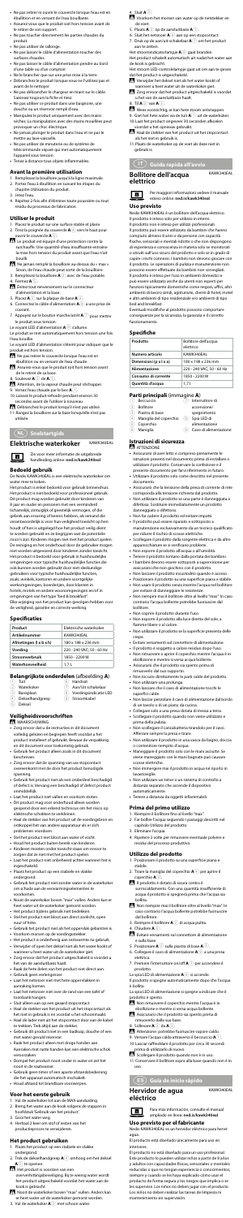- Ne pas retirer ni ouvrir le couvercle lorsque l'eau est en ébullition et en versant de l'eau bouillante.
- Assurez-vous que le produit soit hors tension avant de le retirer de son support.
- Ne pas toucher directement les parties chaudes du produit.
- Ne pas utiliser de rallonge.
- Ne pas laisser le câble d'alimentation toucher des surfaces chaudes.
- Ne pas laisser le câble d'alimentation pendre au bord d'une table ou d'un comptoir.
- Ne le brancher que sur une prise mise à la terre.
- Débranchez le produit lorsque vous ne l'utilisez pas et avant de le nettoyer.
- Ne pas débrancher le chargeur en tirant sur le câble. Saisissez toujours la fiche et tirez.
- Ne pas utiliser ce produit dans une baignoire, une douche ou un réservoir rempli d'eau.
- Manipulez le produit uniquement avec des mains sèches. La manipulation avec des mains mouillées peut provoquer un choc électrique.
- Ne jamais plonger le produit dans l'eau et ne pas le mettre au lave-vaisselle.
- Ne pas utiliser de minuterie ou de système de télécommande séparé qui met automatiquement l'appareil sous tension.
- Tenez à distance tous objets inflammables.

### Avant la première utilisation

1. Remplissez la bouilloire jusqu'à la ligne maximale.
2. Portez l'eau à ébullition en suivant les étapes du chapitre Utilisation du produit.
3. Jetez l'eau.
4. Répétez 2 fois afin d'éliminer toute poussière ou tout résidu du processus de fabrication.

### Utiliser le produit

1. Placez le produit sur une surface stable et plane.
2. Tirez la poignée du couvercle A⑦ vers le haut pour ouvrir le couvercle A⑥.
   - Le produit est équipé d'une protection contre la surchauffe. Une quantité d'eau insuffisante entraîne la mise hors tension du produit avant que l'eau n'ait bouilli.
   - Ne jamais remplir la bouilloire au-dessus du « max ». Sinon, de l'eau chaude peut sortir de la bouilloire.
3. Remplissez la bouilloire A② avec de l'eau potable.
4. Fermez A⑥.
   - Évitez tout renversement sur le connecteur d'alimentation et la base.
5. Placez A② sur la plaque de base A③.
6. Connectez le câble d'alimentation A⑩ à une prise de courant.
7. Appuyez sur le bouton marche/arrêt A⑧ pour mettre le produit sous tension.

Le voyant LED d'alimentation A⑨ s'allume.

Le produit se met automatiquement hors tension une fois l'eau bouillie.

Le voyant LED d'alimentation s'éteint pour indiquer que le produit est hors tension.

- Ne pas retirer le couvercle lorsque l'eau est en ébullition ou en versant de l'eau chaude.
- Assurez-vous que le produit soit hors tension avant de le retirer de la base.

8. Soulevez A② de A③.
   - Attention, de la vapeur chaude peut s'échapper.
9. Versez l'eau chaude par le bec A①.
10. Laissez le produit refroidir pendant environ 30 secondes avant de l'utiliser à nouveau.
    - Débranchez le produit lorsqu'il n'est pas utilisé.
11. Rangez la bouilloire sur la base lorsqu'elle n'est pas utilisée.

## NL Snelstartgids

# Elektrische waterkoker

KAWK340EAL

Zie voor meer informatie de uitgebreide handleiding online: **ned.is/kawk340eal**

### Bedoeld gebruik

De Nedis KAWK340EAL is een elektrische waterkoker om water mee te koken.

Het product is enkel bedoeld voor gebruik binnenshuis. Het product is niet bedoeld voor professioneel gebruik.

Dit product mag worden gebruikt door kinderen van 8 jaar en ouder en personen met een verminderd lichamelijk, zintuiglijk of geestelijk vermogen, of die gebrek aan ervaring of kennis hebben, als iemand die verantwoordelijk is voor hun veiligheid toezicht op hen houdt of hen is uitgelegd hoe het product veilig dient te worden gebruikt en zij begrijpen wat de potentiële risico's zijn. Kinderen mogen niet met het product spelen. De reiniging en het onderhoud door de gebruiker mogen niet worden uitgevoerd door kinderen zonder toezicht.

Het product is bedoeld voor gebruik in huishoudelijke omgevingen voor typische huishoudelijke functies die ook kunnen worden gebruikt door niet-deskundige gebruikers voor typische huishoudelijke functies, zoals: winkels, kantoren en andere soortgelijke werkomgevingen, boerderijen, door klanten in hotels, motels en andere woonomgevingen en/of in omgevingen van het type "bed & breakfast".

Elke wijziging van het product kan gevolgen hebben voor de veiligheid, garantie en correcte werking.

### Specificaties

| Product | Elektrische waterkoker |
|---|---|
| Artikelnummer | KAWK340EAL |
| Afmetingen (l x b x h) | 180 x 186 x 236 mm |
| Voeding | 220 - 240 VAC; 50 - 60 Hz |
| Stroomverbruik | 1850 - 2200 W |
| Waterhoeveelheid | 1,7 L |

### Belangrijkste onderdelen (afbeelding A)

1. Tuit
2. Waterkoker
3. Basisplaat
4. Dekselhandgreep
5. Deksel
6. Hendel
7. Aan/Uit schakelaar
8. Voedingsindicator-LED
9. Stroomkabel

### Veiligheidsvoorschriften

**WAARSCHUWING**

- Zorg ervoor dat u de instructies in dit document volledig gelezen en begrepen hebt voordat u het product installeert of gebruikt. Bewaar de verpakking en dit document voor toekomstig gebruik.
- Gebruik het product alleen zoals in dit document beschreven.
- Zorg ervoor dat de spanning van stopcontact overeenkomt met die voor het product benodigde spanning.
- Gebruik het product niet als een onderdeel beschadigd of defect is. Vervang een beschadigd of defect product onmiddellijk.
- Laat het product niet vallen en voorkom stoten.
- Dit product mag voor onderhoud alleen worden geopend door een erkend technicus om het risico op elektrische schokken te verkleinen.
- Haal de stekker van het product uit de voedingsbron en ontkoppel het van andere apparatuur als er problemen voordoen.
- Stel het product niet bloot aan water of vocht.
- Houd het product buiten bereik van kinderen.
- Kinderen moeten onder toezicht staan om ervoor te zorgen dat ze niet met het product spelen.
- Laat het product niet onbeheerd achter wanneer het is ingeschakeld.
- Plaats het product op een stabiele en vlakke ondergrond.
- Gebruik het product met zonder water in de waterkoker om schade aan de verwarmingselementen te voorkomen.
- Noodt de waterkoker boven "max" vullen. Anders kan er heet water uit de waterkoker gemorst worden.
- Het product tijdens gebruik niet bedekken.
- Stel het product niet bloot aan direct zonlicht, open vuur of hitte.
- Gebruik het product niet als het oppervlak gebarsten is.
- Voorkom morsen op de voedingsstekker.
- Het product is ontdekking aan netwerken na gebruik.
- Verwijder of open het deksel niet als het water kookt of wanneer u heet water uit de waterkoker giet.
- Zorg ervoor dat het product uitgeschakeld is voordat u het van de aansluitbasis haalt.
- Raak de hete delen van het product niet direct aan.
- Gebruik geen verlengsnoer.
- Laat het netsnoer niet met hete oppervlakken in aanraking komen.
- Laat het netsnoer niet over de rand van een tafel of toonbank hangen.
- Sluit alleen aan op een geaard stopcontact.
- Haal de stekker van het product uit het stopcontact als het niet in gebruik is en voordat u het schoonmaakt.
- Haal de lader niet uit het stopcontact door aan de kabel te trekken. Trek altijd aan de stekker.
- Gebruik dit product niet in een badkuip, douche of een met water gevuld reservoir.
- Raak het product alleen met droge handen aan. Aanraken met natte handen kan een elektrische schok veroorzaken.
- Dompel het product nooit onder in water en zet het nooit in de vaatwasser.
- Gebruik geen timer of een aparte afstandsbediening die het apparaat automatisch inschakelt.
- Houd afstand tot brandbare voorwerpen.

### Voor het eerste gebruik

1. Vul de waterkoker tot aan de MAX-aanduiding.
2. Breng het water aan de kook volgens de stappen in hoofdstuk 'Gebruik van het product'.
3. Gooi het water weg.
4. Herhaal 2 keer om stof of resten van het productieproces te verwijderen.

### Het product gebruiken

1. Plaats het product op een stabiele en vlakke ondergrond.
2. Trek de dekselhandgreep A⑦ omhoog om het deksel A⑥ te openen.
   - Het product is voorzien van een oververhittingsbeveiliging. Bij te weinig water wordt het product uitgeschakeld voordat het water aan de kook is gebracht.
   - Nooit de waterkoker boven "max" vullen. Anders kan er heet water uit de waterkoker gemorst worden.
3. Vul de waterkoker A② met schoon water.
4. Sluit A⑥.
   - Voorkom het morsen van water op de netstekker en de voet.
5. Plaats A② op de aansluitbasis A③.
6. Sluit het netsnoer A⑩ aan op een stopcontact.
7. Druk op de aan/uit-schakelaar A⑧ om het product aan te zetten.

Het stroomindicatorlampje A⑨ gaat branden.

Het product schakelt automatisch uit nadat het water aan de kook is gebracht.

Het stroom LED-controlelampje gaat uit om aan te geven dat het product is uitgeschakeld.

- Verwijder het deksel niet als het water kookt of wanneer u heet water uit de waterkoker giet.
- Zorg ervoor dat het product uitgeschakeld is voordat u het van de aansluitbasis haalt.

8. Til A② van A③.
   - Wees voorzichtig, er kan hete stoom ontsnappen.
9. Giet het hete water via de tuit A① uit de waterkoker.
10. Laat het product ongeveer 30 seconden afkoelen voordat u het opnieuw gebruikt.
    - Haal de stekker van het product uit het stopcontact als het niet in gebruik is.
11. Plaats de waterkoker op de voet als deze niet in gebruik is.

## IT Guida rapida all'avvio

# Bollitore dell'acqua elettrico

KAWK340EAL

Per maggiori informazioni vedere il manuale esteso online: **ned.is/kawk340eal**

### Uso previsto

Nedis KAWK340EAL è un bollitore dell'acqua elettrico.

Il prodotto è inteso solo per utilizzo in interni.

Il prodotto non è inteso per utilizzi professionali.

Il prodotto può essere utilizzato da bambini che hanno compiuto almeno 8 anni e da persone con capacità fisiche, sensoriali e mentali ridotte o che non dispongono di esperienza e conoscenza in materia solo se monitorati o istruiti sull'uso sicuro del prodotto e solo se in grado di capire i rischi connessi. I bambini non devono giocare con il prodotto. Le operazioni di pulizia e manutenzione non possono essere effettuate da bambini non sorvegliati.

Il prodotto è inteso per l'uso in ambienti domestici e può essere utilizzato anche da utenti non esperti per funzioni tipicamente domestiche come negozi, uffici, altri ambienti di lavoro simili, agriturismi, clienti di hotel, motel e altri ambienti di tipo residenziale e/o ambienti di tipo bed and breakfast.

Eventuali modifiche al prodotto possono comportare conseguenze per la sicurezza, la garanzia e il corretto funzionamento.

### Specifiche

| Prodotto | Bollitore dell'acqua elettrico |
|---|---|
| Numero articolo | KAWK340EAL |
| Dimensioni (p x l x a) | 180 x 198 x 236 mm |
| Alimentazione | 220 - 240 VAC; 50 - 60 Hz |
| Consumo di corrente | 1850 - 2200 W |
| Quantità d'acqua | 1,7 L |

### Parti principali (immagine A)

1. Beccuccio
2. Bollitore
3. Piastra di base
4. Maniglia del coperchio
5. Coperchio
6. Maniglia
7. Interruttore di accensione/spegnimento
8. Spia LED di alimentazione
9. Cavo di alimentazione

### Istruzioni di sicurezza

**ATTENZIONE**

- Assicurati di aver letto e compreso pienamente le istruzioni presenti nel documento prima di installare o utilizzare il prodotto. Conservare la confezione e il presente documento per farvi riferimento in futuro.
- Utilizzare il prodotto solo come descritto nel presente documento.
- Assicurarsi che la tensione della presa di corrente sia corrispondente alla tensione richiesta dal prodotto.
- Non utilizzare il prodotto se una parte è danneggiata o difettosa. Sostituire immediatamente un prodotto danneggiato o difettoso.
- Non far cadere il prodotto ed evitare impatti.
- Il prodotto può essere riparato e sottoposto a manutenzione esclusivamente da un tecnico qualificato per ridurre il rischio di scosse elettriche.
- Scollegare il prodotto dalla sorgente elettrica e da altre apparecchiature se si verificano problemi.
- Non esporre il prodotto all'acqua o all'umidità.
- Tenere il prodotto fuori dalla portata dei bambini.
- I bambini devono essere sottoposti a supervisione per assicurarsi che non giochino con il prodotto.
- Non lasciare il prodotto incustodito quando è acceso.
- Posizionare il prodotto su una superficie piana e stabile.
- Non utilizzare il prodotto senz'acqua nel bollitore per evitare danni agli elementi riscaldanti.
- Non riempire il bollitore oltre il livello "max". In caso contrario l'acqua bollente potrebbe fuoriuscire dal bollitore.
- Non coprire il prodotto durante l'uso.
- Non esporre il prodotto alla luce diretta del sole, a fiamme libere o al calore.
- Non utilizzare il prodotto se la superficie presenta delle crepe.
- Evitare versamenti sul connettore di alimentazione.
- Il prodotto è soggetto a calore residuo dopo l'uso.
- Non rimuovere o aprire il coperchio mentre l'acqua è in ebollizione e mentre si versa acqua bollente.
- Assicurarsi che il prodotto sia spento prima di rimuoverlo dal suo supporto.
- Non toccare direttamente le parti calde del prodotto.
- Non utilizzare una prolunga.
- Non lasciare che il cavo di alimentazione tocchi le superfici calde.
- Non lasciar penzolare il cavo di alimentazione dal bordo di un tavolo o di un piano da cucina.
- Collegare solo a una presa dotata di messa a terra.
- Scollegare il prodotto quando non viene utilizzato e prima della pulizia.
- Non scollegare il caricabatteria tirandolo per il cavo. Afferrare sempre la spina e tirare.
- Non utilizzare il prodotto in una vasca da bagno, doccia o contenitore riempito d'acqua.
- Maneggiare il prodotto solo con le mani asciutte. Se viene maneggiato con le mani bagnate può causare scosse elettriche.
- Non immergere mai il prodotto in acqua né riporlo in lavastoviglie.
- Non utilizzare un timer o un sistema di controllo a distanza separato che accende il dispositivo automaticamente.
- Tenere a distanza da oggetti infiammabili.

### Prima del primo utilizzo

1. Riempire il bollitore fino al livello "max".
2. Far bollire l'acqua seguendo i passaggi descritti nel capitolo Utilizzo del prodotto.
3. Eliminare l'acqua.
4. Ripetere 2 volte per rimuovere eventuale polvere e residui del processo produttivo.

### Utilizzo del prodotto

1. Posizionare il prodotto su una superficie piana e stabile.
2. Tirare la maniglia del coperchio A⑦ per aprire il coperchio A⑥.
   - Il prodotto è dotato di sicura contro il surriscaldamento. Con una quantità insufficiente di acqua il prodotto si spegnerà prima che l'acqua sia bollita.
   - Non riempire mai il bollitore oltre il livello "max". In caso contrario l'acqua bollente potrebbe fuoriuscire dal bollitore.
3. Riempire il bollitore A② di acqua pulita.
4. Chiudere A⑥.
   - Evitare versamenti sul connettore di alimentazione e sulla base.
5. Posizionare A② sulla piastra di base A③.
6. Collegare il cavo di alimentazione A⑩ a una presa elettrica.
7. Premere l'interruttore on/off A⑧ per accendere il prodotto.

La spia LED di alimentazione A⑨ si accende.

Il prodotto si spegne automaticamente dopo che l'acqua è bollita.

La spia LED di alimentazione si spegne a indicare che il prodotto è spento.

- Non rimuovere il coperchio mentre l'acqua è in ebollizione e mentre si versa acqua bollente.
- Assicurarsi che il prodotto sia spento prima di rimuoverlo dalla sua base.

8. Sollevare A② da A③.
   - Attenzione: potrebbe fuoriuscire vapore caldo.
9. Versare l'acqua calda attraverso il beccuccio A①.
10. Lasciar raffreddare il prodotto per circa 30 secondi prima di utilizzarlo di nuovo.
    - Scollegare il prodotto quando non è in uso.
11. Conservare il bollitore sopra alla base quando non è in uso.

## ES Guía de inicio rápido

# Hervidor de agua eléctrico

KAWK340EAL

Para más información, consulte el manual ampliado en línea: **ned.is/kawk340eal**

### Uso previsto por el fabricante

Nedis KAWK340EAL es un hervidor eléctrico para hervir agua.

El producto está diseñado únicamente para uso en interiores.

El producto no está diseñado para un uso profesional. Este producto lo pueden utilizar niños a partir de 8 años y adultos con capacidades físicas, sensoriales o mentales reducidas o que no tengan experiencia o conocimientos, siempre y cuando se les haya explicado cómo usar el producto de forma segura y los riesgos que implica o se les supervise. Los niños no deben jugar con el producto. Los niños no deben realizar las tareas de limpieza ni mantenimiento sin supervisión.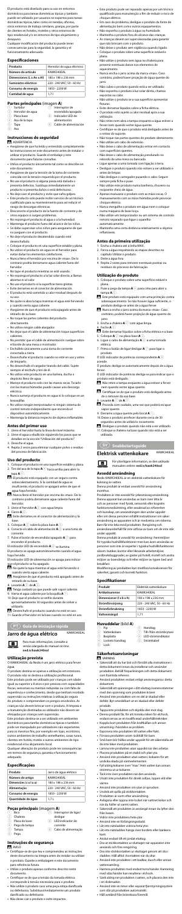El producto está diseñado para su uso en entornos domésticos para tareas domésticas típicas y también puede ser utilizado por usuarios no expertos para tareas domésticas típicas, tales como en tiendas, oficinas, otros entornos de trabajo similares, granjas, por parte de clientes en hoteles, moteles y otros entornos de tipo residencial y/o en entornos de tipo alojamiento y desayuno.

Cualquier modificación del producto puede tener consecuencias para la seguridad, la garantía y el funcionamiento adecuado.

## Especificaciones

| Producto | Hervidor de agua eléctrico |
|---|---|
| Número de artículo | KAWK340EAL |
| Dimensiones (L x An x Al) | 180 x 198 x 236 mm |
| Suministro eléctrico | 220 - 240 VAC; 50 - 60 Hz |
| Consumo de energía | 1850 - 2200 W |
| Cantidad de agua | 1,7 l |

## Partes principales (imagen A)

1. Surtidor
2. Hervidor de agua
3. Placa base
4. Asa de la tapa
5. Tapa
6. Asa
7. Interruptor de encendido/apagado
8. Indicador LED de alimentación
9. Cable de alimentación

## Instrucciones de seguridad

⚠ ADVERTENCIA

- Asegúrese de que ha leído y entendido completamente las instrucciones en este documento antes de instalar o utilizar el producto. Guarde el embalaje y este documento para futuras consultas.
- Utilice el producto únicamente tal como se describe en este documento.
- Asegúrese de que la tensión de la toma de corriente coincida con la tensión especificada en el producto.
- No use el producto si alguna pieza está dañada o presenta defectos. Sustituya inmediatamente un producto si presenta daños o está defectuoso.
- No deje caer el producto y evite que sufra golpes.
- Este producto solo puede recibir servicio de un técnico cualificado para su mantenimiento para así reducir el riesgo de descargas eléctricas.
- Desconecte el producto de la toma de corriente y de otros equipos si surgen problemas.
- No exponga el producto al agua o a la humedad.
- Mantenga el producto fuera del alcance de los niños.
- Se debe supervisar a los niños para asegurarse de que no juegan con el producto.
- No deje el producto desatendido cuando esté desenchufado.
- Coloque el producto en una superficie estable y plana.
- No utilice el producto en lugares en el hervidor para evitar daños por elementos calefactores.
- Nunca llene el hervidor por encima de «max». De lo contrario podría derramarse agua caliente fuera del hervidor.
- No tape el producto mientras se esté usando.
- No exponga el producto a la luz solar directa, a llamas abiertas ni al calor.
- No use el producto si la superficie tiene grietas.
- Evite derramar en el conector de alimentación.
- El producto está sometido a calor residual después de su uso.
- No quite ni abra la tapa mientras el agua esté hirviendo o cuando vierta agua caliente.
- Asegúrese de que el producto está apagado antes de retirarlo de su base.
- No toque las partes calientes del producto directamente.
- No utilice ningún cable alargador.
- No dejar que el cable de alimentación toque superficies calientes.
- No permita que el cable de alimentación cuelgue sobre el borde de una mesa o mostrador.
- Enchúfelo únicamente a una toma de corriente conectada a tierra.
- Desenchufe el producto cuando no esté en uso y antes de limpiarlo.
- No desenchufe el cargador tirando del cable. Sujete siempre el enchufe y tire de él.
- No utilice este producto en una bañera, ducha o depósito lleno de agua.
- Maneje el producto solo con las manos secas. Tocarlo con las manos húmedas puede causar una descarga eléctrica.
- Nunca sumerja el producto en agua ni lo coloque en un lavavajillas.
- No utilice ningún temporizador ni ningún sistema de control remoto independiente que encienda el dispositivo automáticamente.
- Mantenga la distancia respecto de objetos inflamables.

## Antes del primer uso

1. Llene el hervidor hasta la línea de nivel máximo.
2. Lleve el agua a ebullición siguiendo los pasos que se detallan en la sección "Utilización del producto". Deseche el agua.
3. Repita 2 veces para eliminar cualquier polvo o residuo del proceso de fabricación.

## Uso del producto

1. Coloque el producto en una superficie estable y plana.
2. Tire del asa de la tapa A4 hacia arriba para abrir la tapa A5.

⚠ El producto está equipado con un seguro contra sobrecalentamiento. Si la cantidad de agua es insuficiente, el producto se apagará antes de que el agua llegue hervido.

⚠ Nunca llene el hervidor por encima de «max». De lo contrario podría derramarse agua caliente fuera del hervidor.

3. Llene el hervidor A2 con agua limpia.
4. Cierre A5.

⚠ Este elemento en el conector de alimentación y la base.

5. Coloque A2 sobre la placa base A3.
6. Conecte el cable de alimentación A9 a una toma de corriente.
7. Pulse el botón de encendido/apagado A7 para encender el producto.

El indicador LED de encendido A8 se ilumina.

El producto se apaga automáticamente cuando el agua llega hervido.

El indicador LED de alimentación se apaga para indicar que el producto se ha apagado.

⚠ No quite la tapa mientras el agua esté hirviendo o cuando vierta agua caliente.

⚠ Asegúrese de que el producto está apagado antes de retirarlo de su base.

8. Levante A2 de A3.

⚠ Tenga cuidado ya que puede salir vapor caliente.

9. Vierta el agua caliente por la boquilla A1.
10. Deje que el producto se enfríe durante aproximadamente 30 segundos antes de volver a utilizarlo.

⚠ Desenchufe el producto cuando no esté en uso.

11. Guarde el hervidor en la base cuando no esté en uso.

# PT Guia de iniciação rápida

## Jarro de água elétrico

KAWK340EAL

Para mais informações, consulte a versão alargada do manual on-line: **ned.is/kawk340eal**

## Utilização prevista

O KAWK340EAL da Nedis é um jarro elétrico para ferver água.

O produto destina-se apenas a utilização em interiores.

O produto não se destina a utilização profissional.

Este produto pode ser utilizado por crianças com idade igual ou superior a 8 anos e por pessoas com capacidades físicas, sensoriais ou mentais reduzidas ou com falta de experiência e conhecimento, desde que tenham recebido supervisão ou instruções relativas à utilização segura do produto e compreendam os perigos envolvidos. As crianças não devem brincar com o produto. A limpeza e a manutenção destinadas ao utilizador não devem ser efetuadas por crianças sem supervisão.

Este produto destina-se a ser utilizado em ambientes domésticos para tarefas domésticas típicas e também pode ser manipulado por utilizadores não especialistas para os mesmos fins, por exemplo em lojas, escritórios, outros ambientes de trabalho semelhantes, casas rurais, clientes em hotéis, motéis e outros ambientes do tipo residencial e/ou alojamento local.

Qualquer alteração do produto pode ter consequências em termos de segurança, garantia e funcionamento adequado.

## Especificações

| Produto | Jarro de água elétrico |
|---|---|
| Número de artigo | KAWK340EAL |
| Dimensões (C x L x A) | 180 x 198 x 236 mm |
| Alimentação | 220 - 240 VAC; 50 - 60 Hz |
| Consumo de energia | 1850 - 2200 W |
| Quantidade de água | 1,7 L |

## Peças principais (imagem A)

1. Bico
2. Chaleira
3. Placa de base
4. Pega da tampa
5. Tampa
6. Pega
7. Interruptor de ligar/desligar
8. LED indicador de energia
9. Cabo de alimentação

## Instruções de segurança

⚠ AVISO

- Certifique-se de que leu e compreendeu as instruções deste documento na íntegra antes de instalar ou utilizar o produto. Guarde a embalagem e este documento para referência futura.
- Utilize o produto apenas conforme descrito neste documento.
- Certifique-se de que a tensão da tomada elétrica corresponde à tensão necessária para o produto.
- Não utilize o produto caso uma peça esteja danificada ou defeituosa. Substitua imediatamente um produto danificado ou defeituoso.
- Não deixe cair o produto e evite impactos.
- Este produto pode ser reparado apenas por um técnico qualificado para manutenção a fim de reduzir o risco de choque elétrico.
- Em caso de problema, desligue o produto da fonte de alimentação bem como outros equipamentos.
- Não exponha o produto à água ou humidade.
- Mantenha o produto fora do alcance das crianças.
- As crianças devem ser supervisionadas para garantir que não brincam com o produto.
- Não deixe o produto sem vigilância quando ligado.
- Coloque o produto sobre uma superfície estável e plana.
- Não utilize o produto sem água ou na chaleira para prevenir eventuais danos nos elementos de aquecimento.
- Nunca encha o jarro acima da marca «max». Caso contrário, poderá haver projeção de água quente do jarro.
- Não cubra o produto quando este se estiver utilizado.
- Não exponha o produto à luz solar direta, chamas expostas ou calor.
- Não utilize o produto se a sua superfície apresentar fissuras.
- Evite derramar líquidos sobre a ficha elétrica.
- O produto está sujeito a calor residual após a sua utilização.
- Não retire nem abra a tampa enquanto a água estiver a ferver nem quando verter água quente.
- Certifique-se de que o produto está desligado antes de o retirar do suporte.
- Não toque nas partes quentes do produto diretamente.
- Não utilize um cabo de extensão.
- Não deixe o cabo de alimentação entrar em contacto com superfícies quentes.
- Não deixe o cabo de alimentação pendurado no rebordo de uma mesa ou bancada.
- Ligue apenas a uma tomada com ligação à terra.
- Desligue o produto quando não estiver a ser utilizado e antes de limpar.
- Não desligue o carregador puxando o cabo. Segure sempre pela ficha e puxe.
- Não utilize este produto numa banheira, chuveiro ou recipiente cheio de água.
- Apenas manuseie o produto com as mãos secas. O manuseamento com as mãos húmidas pode provocar choque elétrico.
- Nunca mergulhe o produto em água nem o coloque numa máquina de lavar loiça.
- Não utilize um temporizador ou um sistema de controlo remoto separado que ligue o aparelho automaticamente.
- Mantenha uma certa distância relativamente a objetos inflamáveis.

## Antes da primeira utilização

1. Encha a chaleira até à linha MAX.
2. Ferva a água respeitando as etapas descritas no capítulo Utilizar o produto.
3. Deite a água fora.
4. Repita 2 vezes para remover eventuais poeiras ou resíduos do processo de fabricação.

## Utilização do produto

1. Coloque o produto sobre uma superfície estável e plana.
2. Puxe a pega da tampa A4 para cima para abrir a tampa A5.

⚠ Este produto está equipado com uma proteção contra sobreaquecimento. Se não houver água suficiente, o produto desliga-se antes de a água ferver.

⚠ Nunca encha o jarro acima da marca «max». Caso contrário, poderá haver projeção de água quente do jarro.

3. Encha a chaleira A2 com água limpa.
4. Feche A5.

⚠ Evite derramar líquidos sobre a ficha elétrica e a base.

5. Coloque A2 sobre a placa base A3.
6. Ligue o cabo de alimentação A9 a uma tomada elétrica.
7. Prima o botão de ligar/desligar A7 para ligar o produto.

O LED indicador de potência correspondente A8 acende.

O produto desliga-se automaticamente depois de a água ferver.

O LED indicador de potência desliga-se para indicar que o produto está desligado.

⚠ Não retire a tampa enquanto a água estiver a ferver nem quando verter água quente.

⚠ Certifique-se de que o produto está desligado antes de o remover da sua base.

8. Levante A2 de A3.

⚠ Proceda com cuidado, uma vez que poderá escapar vapor quente.

9. Despeje a água quente pelo bico A1.
10. Deixe o produto arrefecer durante cerca de 30 segundos antes de utilizá-lo novamente.

⚠ Desligue o produto quando não estiver a ser utilizado.

11. Coloque a chaleira na base quando não estiver a ser utilizada.

# SV Snabbstartsguide

## Elektrisk vattenkokare

KAWK340EAL

För mer information, se den utökade manualen online: **ned.is/kawk340eal**

## Avsedd användning

Nedis KAWK340EAL är en elektrisk vattenkokare för kokning av vatten.

Denna produkt är endast avsedd för användning inomhus.

Produkten är inte avsedd för yrkesmässig användning.

Denna apparat kan användas av barn över 8 år och av personer med fysisk, sensoriskt eller kognitiv funktionsnedsättning, eller avsaknad av erfarenhet och kunskap, om användningen sker under uppsikt eller om dessa personer erhållit instruktioner om säker användning av apparaten och är medvetna om riskerna. Barn får inte leka med produkten. Rengöring och användarunderhåll får inte utföras av barn om de inte står under uppsikt.

Denna produkt är avsedd för användning i hemmiljöer för typiska hushållsfunktioner och kan även användas av personer som inte är experter i typiska hushållsfunktioner såsom i butiker, kontor eller liknande arbetsmiljöer, jordbruksbyggnader, av gäster på hotell, motell och andra miljöer av boendetyp och/eller miljöer av typen bed and breakfast.

Modifiering av produkten kan medföra konsekvenser för säkerhet, garanti och korrekt funktion.

## Specifikationer

| Produkt | Elektrisk vattenkokare |
|---|---|
| Artikelnummer | KAWK340EAL |
| Dimensioner (L x B x H) | 180 x 198 x 236 mm |
| Strömförsörjning | 220 - 240 VAC; 50 - 60 Hz |
| Strömförbrukning | 1850 - 2200 W |
| Vattenmängd | 1,7 l |

## Huvuddelar (bild A)

1. Pip
2. Vattenkokare
3. Basplatta
4. Lockets handtag
5. Lock
6. Handtag
7. Till-/från-strömbrytare
8. LED-strömindikator
9. Strömkabel

## Säkerhetsanvisningar

⚠ VARNING

- Säkerställ att du har läst och förstått alla instruktioner i detta dokument innan du installerar och använder produkten. Behåll förpackningen och detta dokument som framtida referens.
- Använd produkten endast enligt anvisningarna i detta dokument.
- Säkerställ att spänningen i ditt eluttag överensstämmer med den spänning som produkten kräver.
- Använd inte produkten om en del är skadad eller defekt. Byt omedelbart ut en skadad eller defekt produkt.
- Tappa inte produkten och skydda den mot stötar.
- Denna produkt får, för att minska risken för elchock, endast servas av en kvalificerad underhållstekniker.
- Koppla bort produkten från kraftkällan och annan utrustning i händelse av problem.
- Exponera inte produkten till vatten eller fukt.
- Förvara produkten utom räckhåll för barn.
- Små barn bör hållas under uppsikt för att säkerställa att de inte leker med produkten.
- Lämna inte produkten utan uppsikt när den arbetar.
- Placera produkten på en stabil och plan yta.
- Använd inte produkten utan vatten i kokaren för att undvika skada på värmeelementen.
- Fyll aldrig kokaren över "max". Hett vatten kan annars strömma ut ur kokaren.
- Täck inte över produkten när den används.
- Utsätt inte produkten för direkt solljus, öppen eld eller värme.
- Använd inte produkten om ytan är sprucken.
- Undvik att spilla på strömkontakten.
- Produkten är varm efter användning.
- Avlägsna eller öppna inte locket när vattnet kokar och när du häller ut varmt vatten.
- Säkerställ att produkten är avstängd innan du tar bort den från basen.
- Vidrör inte produktens heta ytor.
- Använd inte en förlängningssladd.
- Låt inte nätkabeln vidröra heta ytor.
- Låt inte nätsladden hänga över bordets eller bänkens kant.
- Anslut endast till ett jordat eluttag.
- Dra ut stickkontakten ur eluttaget när apparaten inte används och före rengöring.
- Dra inte stickkontakten ur eluttaget genom att dra i sladden. Håll alltid i stickkontakten och dra.
- Använd inte produkten i ett badkar, dusch eller annan vattenanhållning.
- Hantera produkten med endast torra händer. Hantering med våta händer kan resultera i elchock.
- Sänk aldrig ner produkten i vatten, och placera den inte i en diskmaskin.
- Använd inte en timer eller separat fjärrstyrningssystem som slår på produkten automatiskt.
- Håll avstånd från brännbara föremål.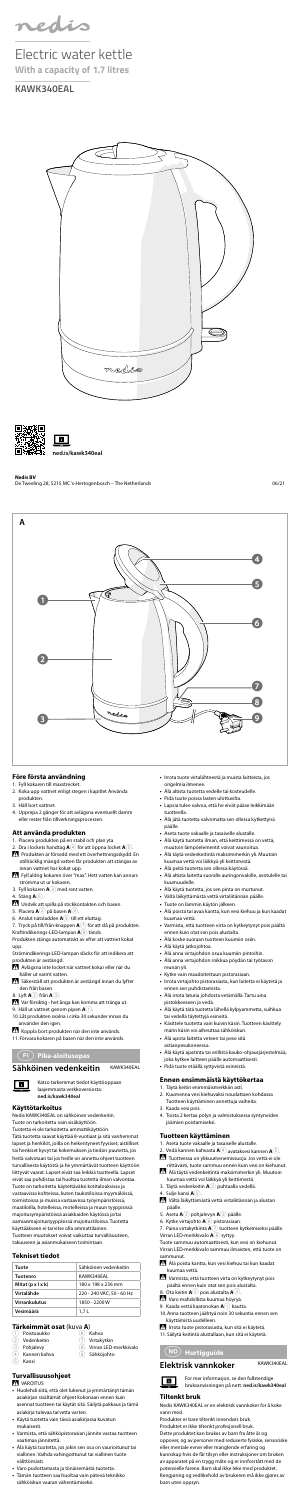# Electric water kettle

**With a capacity of 1.7 litres**

## KAWK340EAL

ned.is/kawk340eal

**Nedis BV**
De Tweeling 28, 5215 MC 's-Hertogenbosch – The Netherlands

06/21

**A**

### Före första användning

1. Fyll kokaren till maxstrecket.
2. Koka upp vattnet enligt stegen i kapitlet Använda produkten.
3. Häll bort vattnet.
4. Upprepa 2 gånger för att avlägsna eventuellt damm eller rester från tillverkningsprocessen.

### Att använda produkten

1. Placera produkten på en stabil och plan yta.
2. Dra i lockets handtag A④ för att öppna locket A⑤.

Produkten är försedd med ett överhettningsskydd. En otillräcklig mängd vatten får produkten att stängas av innan vattnet har kokat upp.

Fyll aldrig kokaren över "max". Hett vatten kan annars strömma ut ur kokaren.

3. Fyll kokaren A③ med rent vatten.
4. Stäng A⑤.

Undvik att spilla på stickkontakten och basen.

5. Placera A③ på basen A①.
6. Anslut nätsladden A② till ett eluttag.
7. Tryck på till/från-knappen A⑦ för att slå på produkten. Kraftindikerings-LED-lampan A⑧ tänds.

Produkten stängs automatiskt av efter att vattnet kokat upp.

Strömindikerings-LED-lampan slocks för att indikera att produkten är avstängd.

Avlägsna inte locket när vattnet kokar eller när du håller ut varmt vatten.

Säkerställ att produkten är avstängd innan du lyfter den från basen.

8. Lyft A③ från A①.

Var försiktig - het ånga kan komma att tränga ut.

9. Häll ut vattnet genom pipen A⑥.
10. Låt produkten svalna i cirka 10 sekunder innan du använder den igen.

Koppla bort produkten när den inte används.

11. Förvara kokaren på basen när den inte används.

## FI Pika-aloitusopas

### Sähköinen vedenkeitin KAWK340EAL

Katso tarkemmat tiedot käyttöoppaan laajemmasta verkkoversiosta: **ned.is/kawk340eal**

### Käyttötarkoitus

Nedis KAWK340EAL on sähköinen vedenkeitin.

Tuote on tarkoitettu vain sisäkäyttöön.

Tuotetta ei ole tarkoitettu ammattikäyttöön.

Tätä tuotetta saavat käyttää 8-vuotiaat ja sitä vanhemmat lapset ja henkilöt, joilla on heikentyneet fyysiset, aistilliset tai henkiset kyvyt tai kokemuksen ja tiedon puutetta, jos heitä valvotaan tai jos heille on annettu ohjeet tuotteen turvallisesta käytöstä ja he ymmärtävät tuotteen käyttöön liittyvät vaarat. Lapset eivät saa leikkiä tuotteella. Lapset eivät saa puhdistaa tai huoltaa tuotetta ilman valvontaa. Tuote on tarkoitettu käytettäväksi kotitalouksissa ja vastaavissa kohteissa, kuten taukotiloissa myymälöissä, toimistoissa ja muissa vastaavissa työympäristöissä, maatiloilla, hotelleissa, motelleissa ja muun tyyppisissä majoitusympäristöissä asiakkaiden käytössä ja/tai aamiaismajoitustyyppisissä majoitustiloissa. Tuotetta käytetään vain ammattilaisten.

Tuotteen muutokset voivat vaikuttaa turvallisuuteen, takuuseen ja asianmukaiseen toimintaan.

### Tekniset tiedot

| Tuote | Sähköinen vedenkeitin |
|---|---|
| Tuotenro | KAWK340EAL |
| Mitat (p x l x k) | 180 x 196 x 236 mm |
| Virtalähde | 220 - 240 VAC; 50 - 60 Hz |
| Virrankulutus | 1850 - 2200 W |
| Vesimäärä | 1,7 L |

### Tärkeimmät osat (kuva A)

1. Pohjasauva
2. Virtajohto
3. Vedenkeitin
4. Kannen kahva
5. Kansi
6. Kahva
7. Virtakytkin
8. Virran LED-merkkivalo
9. Sähköjohto

### Turvallisuusohjeet

VAROITUS

- Huolehdi siitä, että olet lukenut ja ymmärtänyt tämän asiakirjan sisältämät ohjeet kokonaan ennen kuin asennat tuotteen tai käytät sitä. Säilytä pakkaus ja tämä asiakirja tulevaa tarvetta varten.
- Käytä tuotetta vain tässä asiakirjassa kuvatun mukaisesti.
- Varmista, että sähköpistorasian jännite vastaa tuotteen vaatimaa jännitettä.
- Älä käytä tuotetta, jos jokin sen osa on vaurioitunut tai viallinen. Vaihda vahingoittunut tai viallinen tuote välittömästi.
- Varo pudottamasta ja törmäämästä tuotetta.
- Tämän tuotteen saa huoltaa vain pätevä teknikko sähköiskun vaaran vähentämiseksi.
- Irrota tuote virtalähteestä ja muista laitteista, jos ongelmia ilmenee.
- Älä altista tuotetta vedelle tai kosteudelle.
- Pidä tuote poissa lasten ulottuvilta.
- Lapsia tulee valvoa, että he eivät pääse leikkimään tuotteella.
- Älä jätä tuotetta valvomatta sen ollessa kytkettynä päälle.
- Aseta tuote vakaalle ja tasaiselle alustalle.
- Älä käytä tuotetta ilman, että keittimessä on vettä, muutoin lämpöelementti voivat vaurioitua.
- Älä täytä vedenkeitintä maksimirajan yli. Muutoin kuumaa vettä voi läikkyä yli keittimestä.
- Älä peitä tuotetta sen ollessa käytössä.
- Älä altista laitetta suoralle auringonvalolle, avotulelle tai kuumuudelle.
- Älä käytä tuotetta, jos sen pinta on murtunut.
- Vältä läikyttämästä vettä virtaliitännän päälle.
- Tuote on laitettu käyttää jälkeen.
- Älä poista tai avaa kantta, kun vesi kiehuu ja kun kaadat kuumaa vettä.
- Varmista, että tuotteen virta on kytkeytynyt pois päältä ennen kuin otat sen pois alustalta.
- Älä koske suoraan tuotteen kuumiin osiin.
- Älä käytä jatkojohtoa.
- Älä anna virtajohdon osua kuumiin pintoihin.
- Älä anna virtajohdon roikkua pöydän tai työtason reunan yli.
- Kytke vain maadoitettuun pistorasiaan.
- Irrota virtajohto pistorasiasta, kun laitetta ei käytetä ja ennen sen puhdistamista.
- Älä irrota laturia johdosta vetämällä. Tartu aina pistokkeeseen ja vedä.
- Älä käytä tätä tuotetta lähellä kylpyammetta, suihkua tai vedellä täytettyjä esineitä.
- Käsittele tuotetta vain kuivin käsin. Tuotteen käsittely märin käsin voi aiheuttaa sähköiskun.
- Älä upota laitetta veteen tai muihin nesteisiin.
- Älä käytä ajastinta tai erillistä kauko-ohjausjärjestelmää, jota kytkee laitteen päälle automaattisesti.
- Pidä tuote riittävän etäisyydellä.

### Ennen ensimmäistä käyttökertaa

1. Täytä keitin enimmäismerkkiin asti.
2. Kuumenna vesi kiehuvaksi noudattaen kohdassa Tuotteen käyttäminen annettuja vaiheita.
3. Kaada vesi pois.
4. Toista 2 kertaa pölyn ja valmistuksessa syntyneiden jäämien poistamiseksi.

### Tuotteen käyttäminen

1. Aseta tuote vakaalle ja tasaiselle alustalle.
2. Vedä kannen kahvasta A④ avataksesi kannen A⑤.

Tuotteessa on ylikuumenemissuoja. Jos vettä ei ole riittävästi, tuote sammuu ennen kuin vesi on kiehunut.

Älä täytä vedenkeitintä maksimimerkin yli. Muutoin kuumaa vettä voi läikkyä yli keittimestä.

3. Täytä vedenkeitin A③ puhtaalla vedellä.
4. Sulje kansi A⑤.

Vältä läikyttämästä vettä virtaliitännän ja alustan päälle.

5. Aseta A③ pohjalevyn A① päälle.
6. Kytke virtajohto A② pistorasiaan.
7. Paina virtakytkintä A⑦ tuotteen kytkemiseksi päälle. Virran LED-merkkivalo A⑧ syttyy.

Tuote sammuu automaattisesti, kun vesi on kiehunut.

Virran LED-merkkivalo sammuu ilmaisten, että tuote on sammunut.

Älä poista kantta, kun vesi kiehuu tai kun kaadat kuumaa vettä.

Varmista, että tuotteen virta on kytkeytynyt pois päältä ennen kuin otat sen pois alustalta.

8. Ota keitin A③ pois alustalta A①.

Varo mahdollista kuumaa höyryä.

9. Kaada vettä kaatonokan A⑥ kautta.
10. Anna tuotteen jäähtyä noin 10 sekuntia ennen sen käyttämistä uudelleen.

Irrota tuote pistorasiasta, kun sitä ei käytetä.

11. Säilytä keitintä alustallaan, kun sitä ei käytetä.

## NO Hurtigguide

### Elektrisk vannkoker KAWK340EAL

For mer informasjon, se den fullstendige bruksanvisningen på nett: **ned.is/kawk340eal**

### Tiltenkt bruk

Nedis KAWK340EAL er en elektrisk vannkoker for å koke vann i rent.

Produktet er kun tiltenkt innendørs bruk.

Produktet er ikke tiltenkt profesjonell bruk.

Dette produktet kan brukes av barn fra åtte år og oppover, og av personer med reduserte fysiske, sensoriske eller mentale evner eller manglende erfaring og kunnskap hvis de får tilsyn eller instruksjoner om bruken av apparatet på en trygg måte og er innforstått med de potensielle farene. Barn skal ikke leke med produktet. Rengjøring og vedlikehold av brukeren må ikke gjøres av barn uten oppsyn.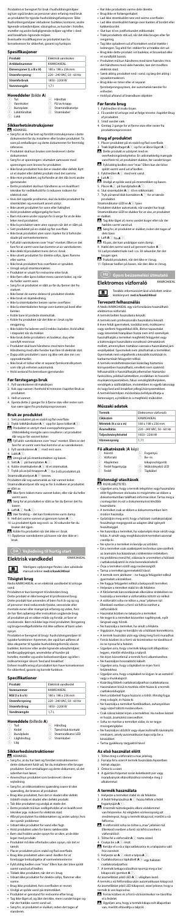Produktet er beregnet for bruk i husholdningsmiljøer og kan også brukes av personer uten erfaring med bruk av produktet for typiske husholdningsfunksjoner. Slike husholdningsmiljøer inkluderer: butikker, kontorer, andre lignende arbeidsmiljøer, våningshus, av kunder i hoteller, moteller og andre boligiignende miljøer og Bed- og breakfast-lignende miljøer. Eventuelle modifikasjoner av produktet kan ha konsekvenser for sikkerhet, garanti og funksjon.

## Spesifikasjoner

| Produkt | Elektrisk vannkoker |
|---|---|
| Artikkelnummer | KAWK340EAL |
| Dimensjoner (L x B x H) | 180 x 180 x 236 mm |
| Strømforsyning | 220 – 240 VAC; 50 – 60 Hz |
| Strømforbruk | 1850 – 2200 W |
| Vannmengde | 1,7 l |

## Hoveddeler (bilde A)

| | | | |
|---|---|---|---|
| 1 | Tut | 5 | Håndtak |
| 2 | Vannkoker | 6 | På/av-knapp |
| 3 | Bunnplate | 7 | Strømindikatorlys |
| 4 | Lokkhåndtak | 8 | Strømkabel |
| 5 | Lokk | | |

## Sikkerhetsinstruksjoner

ADVARSEL

- Sørg for at du har lest og forstått instruksjonene i dette dokumentet før du installerer eller bruker produktet. Ta vare på emballasjen og dette dokumentet for fremtidig referanse.
- Produktet skal kun brukes som beskrevet i dette dokumentet.
- Sørg for at spenningen i stikkontakten samsvarer med spenningen som kreves for produktet.
- Ikke bruk produktet hvis det er skadet eller defekt. Bytt ut et skadet eller defekt produkt med det samme.
- Ikke rist produktet, og forhindre at det faller ned eller treffes.
- Dette produktet skal kun håndteres av en kvalifisert tekniker for vedlikehold for å redusere risikoen for elektrisk støt.
- Hvis det oppstår problemer, skal du koble produktet fra strømkilden og annet utstyr.
- Ikke utsett produktet for vann eller fuktighet.
- Hold produktet utilgjengelig for barn.
- Barn må være under oppsyn for å sørge for at de ikke leker med produktet.
- Ikke la produktet være uten oppsyn når det er slått på.
- Sett produktet på en stabil og flat overflate.
- Ikke bruk produktet uten vann i kjelen for å forhindre skade på varmeelementene.
- Fyll aldri vannkokeren over "max"-merket. Ellers er det fare for at varmt vann kan komme ut av vannkokeren.
- Ikke dekk til produktet mens det er i bruk.
- Ikke utsett produktet for direkte sollys, åpen flamme eller varme.
- Ikke bruk produktet hvis overflaten er sprukket.
- Unngå søl på strømkontakten.
- Produktet er utstyrt for innkoprette utstyrt.
- Ikke fjern eller åpne lokket mens vannet koker, og når du heller varmt vann.
- Sørg for at produktet er slått av før du fjerner det fra stativet.
- Ikke berør de varme delene til produktet direkte.
- Ikke bruk en skjøteledning.
- Ikke la strømkabelen berøre varme overflater.
- Ikke la strømkabelen henge over kanten på bord eller benker.
- Koble bare til jordede strømuttak.
- Koble fra produktet når det ikke er i bruk og før rengjøring.
- Ikke koble fra ledene ved å trekke i kabelen. Hold alltid i støpselet når du trekker.
- Ikke bruk dette produktet til badekar, dusj eller basseng i nærheten av vann.
- Produktet skal kun håndteres med tørre hender. Håndtering med våte hender kan føre til elektrisk støt.
- Dypp aldri produktet i vann og ikke sett den inn i en oppvaskmaskin.
- Ikke bruk et tilbehør eller et separat fjernkontrollsystem som slå på enheten automatisk.
- Hold avstand fra brennbare gjenstander.

## Før førstegangs bruk

1. Fyll vannkokeren til maksimum.
2. Kok opp vannet i henhold til trinnene i kapittel Bruk av produktet.
3. Hell ut vannet.
4. Gjenta dette 2 ganger for å fjerne stav eller rester som kan være igjen fra produksjonsprosessen.

## Bruk av produktet

1. Sett produktet på en stabil og flat overflate.
2. Trykk lokkhåndtaket A4 opp for å åpne lokket A5.
   Produktet er utstyrt med overopphetingsvern. Utilsiktelig innegjøre vann resulterer i at produktet slår seg av for ramte tiden.
   Fyll aldri vannkokeren over "max"-merket. Ellers er det fare for at varmt vann kan komme ut av vannkokeren.
3. Fyll vannkokeren A2 med rent vann.
4. Lukk A5.
   Unngå søl på strømkontakten og basen.
5. Sett A2 på bunnplaten A3.
6. Koble strømkabelen A8 til et strømuttak.
7. Trykk på av/på-knappen A6 for å slå produktet på. Strømindikatorlyset A7 tennes.

Produktet slår seg automatisk av når vannet koker. Strømindikatorlyset slår seg av for å indikere at produktet er slått av.

- Ikke fjern lokket mens vannet kokes, eller når du heller varmt vann.
- Sørg for at produktet er slått av før du fjerner det fra basen.

8. Løft A2 fra A3.
   Vær forsiktig – det kan forekomme varm damp.
9. Hell det varme vannet ut gjennom tuten A1.
10. La produktet kjøle seg ned i ca. 30 sekunder før du bruker det igjen.
    Koble fra produktet når det ikke er i bruk.
11. Oppbevar vannkokeren på basen når den ikke er i bruk.

# DA Vejledning til hurtig start

## Elektrisk vandkedel

KAWK340EAL

Yderligere oplysninger findes i den udvidede manual online: **ned.is/kawk340eal**

### Tilsigtet brug

Nedis KAWK340EAL er en elektrisk vandkedel til at koge vand.

Produktet er kun beregnet til indendørs brug.

Dette produkt er ikke beregnet til professionel brug.

Dette produkt kan anvendes af børn fra 8 år og op og af personer med reducerede fysiske, sensoriske eller mentale evner eller mangel på erfaring og viden, hvis de har fået opsyn eller instruktion angående brug af produktet på en sikker måde og forstår, at faren er involveret. Børn må ikke lege med produktet. Rengøring og brugervedligeholdelse må ikke udføres af børn uden opsyn.

Produktet er beregnet til brug i husholdningsmiljøer til typiske funktioner i hjemmet, der også kan udføres af ikke-eksperter til typiske husholdningsformål, såsom butikker, kontorer eller andre lignende arbejdsmiljøer, landbrugsbygninger, anvendelse af kunder på hoteller, moteller og andre beboelsesmiljøer og/eller i indkvarteringer såsom 'bed and breakfast'. Enhver modificering af produktet kan have konsekvenser for sikkerhed, garanti og korrekt funktion.

### Specifikationer

| Produkt | Elektrisk vandkedel |
|---|---|
| Varenummer | KAWK340EAL |
| Mål (l x b x h) | 180 x 180 x 236 mm |
| Strømforsyning | 220 – 240 VAC; 50 – 60 Hz |
| Strømforbrug | 1850 – 2200 W |
| Vandmængde | 1,7 L |

### Hoveddele (billede A)

| | | | |
|---|---|---|---|
| 1 | Tud | 5 | Håndtag |
| 2 | Kedel | 6 | Tænd/sluk-kontakt |
| 3 | Bundplade | 7 | Strømindikator LED |
| 4 | Låghåndtag | 8 | Strømkabel |
| 5 | Låg | | |

### Sikkerhedsinstruktioner

ADVARSEL

- Sørg for, at du har læst og forstået instruktionerne i dette dokument fuldt ud, før du installerer eller bruger produktet. Gem emballagen og dette dokument, så det står enden kan læses.
- Anvend kun produktet som beskrevet i denne vejledning.
- Sørg for, at stikkontaktens spænding svarer til den spænding, der kræves af produktet.
- Brug ikke produktet, hvis det er skadet eller defekt. Udskift straks et skadet eller defekt produkt.
- Tab ikke produktet og undgå at støde det.
- Dette produkt må kun vedligeholdes af en kvalificeret tekniker pga. risikoen for elektrisk stød.
- Afbryd produktet fra stikkontakten og andet udstyr, hvis der opstår problemer.
- Udsæt ikke produktet for vand eller fugt.
- Hold produktet uden for børns rækkevidde.
- Børn skal holdes under opsyn for at sikre, at de ikke leger med produktet.
- Produktet må ikke efterlades uden opsyn, når det er tændt.
- Placer produktet på en stabil og flad overflade.
- Brug ikke produktet uden vand i kedlen for at forebygge beskadigelse af varmeelementerne.
- Fyld aldrig kedlen over "max". Ellers kan der spilde varmt vand ud af kedlen.
- Tildæk ikke produktet, når det er i brug.
- Produktet er generatorf for ensteveret eller brug.
- Tag ikke låget af, og åbn det ikke, mens vandet koger og når der hældes varmt vand ud.
- Sørg for, at produktet er slukket, inden det tages af standeren.
- Rør ikke produktets varme dele direkte.
- Brug ikke forlængerledning.
- Lad ikke strømkablet komme i kontakt med varme overflader.
- Lad ikke strømkablet hænge over kanten af borde eller køkkenborde.
- Tilslut kun produktet til jordede stikkontakter.
- Træk produktets stik ud, når det ikke er i brug, og før rengøring.
- Træk ikke stikket ud ved at hive i kablet. Tag altid fat i stikket og træk.
- Brug ikke dette apparat i nærheden af badekar, brusebade, håndvaske eller andre beholdere med vand.
- Håndter kun produktet med tørre hænder. Berøring med våde hænder kan medføre elektrisk stød.
- Dyp aldrig produktet i vand, og kom det ikke i opvaskemaskinen.
- Anvend ikke et eksternt timer eller separat fjernbetjeningssystem til at aktivere produktet.
- Hold på afstand af brændbare objekter.

### Før første brug

1. Fyld kedlen til maks-linjen.
2. Få vandet til at koge ved at følge trinene i kapitlet Brug af produktet.
3. Smid vandet væk.
4. Gentag 2 gange for at fjerne støv eller rester fra produktionsprocessen.

### Brug af produktet

1. Placer produktet på en stabil og flad overflade.
2. Træk låghåndtaget A4 op for at åbne låget A5.
   Produktet er udstyret med en overbeskyttelsesfunktion. En utilstrækkelig mængde vand fører til, at produktet slukker, efter noget kogetid.
   Fyld aldrig kedlen over "max". Ellers kan der blive spildt varmt vand ud af kedlen.
3. Fyld kedlen A2 med rent vand.
4. Luk A5.
   Undgå at spilde vand på strømstikket og basen.
5. Placer A2 på bundpladen A3.
6. Slut strømkablet A8 til en stikkontakt.
7. Tryk på tænd/sluk-knappen A6 for at tænde produktet.
   Strømindikator-LED'en A7 lyser.

Produktet slukker automatisk, når vandet har koget. Strømindikator-LED'en slukker for at vise, at produktet er slukket.

- Tag ikke låget af, mens vandet koger eller når der hældes varmt vand ud.
- Sørg for, at produktet er slukket, inden det tages af dets base.

8. Løft A2 fra A3.
   Pas på, der kan undslippe varm damp.
9. Hæld det varme vand ud gennem tuden A1.
10. Lad produktet køle ned i ca. 30 sekunder, før det bruges igen.
    Frakobl produktet, når det ikke er i brug.
11. Opbevar kedlen på basen, når den ikke er i brug.

# HU Gyors beüzemelési útmutató

## Elektromos vízforraló

KAWK340EAL

További információkért lásd a bővített online kézikönyvet: **ned.is/kawk340eal**

### Tervezett felhasználás

A Nedis KAWK340EAL egy víz forralására használható elektromos vízforraló.

A termék beltéri használatra készült.

A termék nem professzionális használatra készült.

8 évnél idősebb gyermekek, továbbá testi, érzékszervi vagy szellemi fogyatékkal élők, illetve tapasztalat vagy ismeretek hiányában lévő személyek használhatják a terméket, amennyiben megfelelő felügyelet vagy a biztonságos használatra vonatkozó útmutatást kaptak, és megértették a terméket. A terméket felügyelet nélkül gyermekek nem tisztíthatják, és nem végezhetik el a felhasználói karbantartást.

A termék rendeltetésszerűen lakossági, háztartási környezetben használható, ahol a háztartási feladatokat laikusok is elvégezhetik, beleértve: üzletek, irodák, hasonló munkakörnyezetek, falusi vendégházak, hotelekben, motelekben és egyéb lakókörnyezetekben vendégek által történő használat és/vagy bed and breakfast jellegű környezetekben. A termék bármilyen módosítása hatással lehet a biztonságra, a jótállásra és a megfelelő működésre.

### Műszaki adatok

| Termék | Elektromos vízforraló |
|---|---|
| Cikkszám | KAWK340EAL |
| Méretek (h x sz x m) | 180 x 180 x 236 mm |
| Áramellátás | 220 – 240 VAC; 50 – 60 Hz |
| Teljesítményfelvétel | 1850 – 2200 W |
| Vízmennyiség | 1,7 l |

### Fő alkatrészek (A kép)

| | | | |
|---|---|---|---|
| 1 | Kiöntő | 5 | Fogantyú |
| 2 | Vízforraló | 6 | Be-/ki- |
| 3 | Aljlemez | 7 | Áramjelző LED |
| 4 | Fedél fogantyúja | 8 | Tápkábel |
| 5 | Fedél | | |

### Biztonsági utasítások

FIGYELMEZTETÉS

- Ügyeljen arra, hogy a termék telepítése vagy használata előtt figyelmesen elolvassa és megértse az ebben a dokumentumban található információkat. Tartsa meg a csomagolást és ezt a dokumentumot későbbi használatra.
- A terméket csak az ebben a dokumentumban leírt módon használja.
- Győződjön meg arról, hogy a hálózati csatlakozóaljzat feszültsége megegyezik az adapter által igényelt feszültséggel.
- Ne használja a terméket, ha valamelyik része sérült vagy hibás. A sérült vagy meghibásodott terméket azonnal cserélje ki.
- Ne ejtse le a terméket és kerülje az ütődést.
- Ezt a terméket csak szakképzett technikus szervizelheti az áramütés kockázatának csökkentése érdekében.
- Ha probléma merül fel, válassza le a terméket a hálózati csatlakozóaljzatról és más berendezésekről.
- Óvja a terméket víztől vagy nedvességtől.
- Tartsa a terméket gyermekektől távol.
- A termék nem játékszer – ne hagyja felügyelet nélkül gyermekek közelében.
- Ne hagyja felügyelet nélkül a bekapcsolt terméket.
- Helyezze a terméket stabil és sík felületre.
- A fűtőelemek károsodásának elkerülése érdekében ne használja a terméket a vízforralóba töltött víz nélkül.
- A vízforralót soha ne töltse a „max" jelzésen túl. Ellenkező esetben a forró víz kifolyhat a vízforralóból.
- Használat közben ne takarja le a terméket.
- Ne tegye ki a terméket közvetlen napfénynek, nyílt lángnak vagy hőnek.
- Ne használja a terméket, ha annak a felülete sérült.
- Ügyeljen arra, hogy a tápcsatlakozó ne legyen nedves.
- A termék használat után egy ideig forró marad.
- Forralás közben vagy forró víz kiöntésekor ne távolítsa el és ne nyissa fel a fedelet.
- Ügyeljen arra, hogy a terméket kikapcsolt állapotban vegye le az alapról.
- Ne érintse meg közvetlenül a termék forró alkatrészeit.
- Ne használjon hosszabbító kábelt.
- Ügyeljen arra, hogy a tápkábel ne érintkezzen forró felületekkel.
- Ügyeljen arra, hogy a tápkábel ne lógjon le az asztalról vagy a munkalapról.
- Kizárólag földelt csatlakozóaljzathoz csatlakoztassa.
- Használaton kívül és tisztítás előtt húzza ki a termék csatlakozódugóját.
- Nem a kábelnél fogva húzza ki a töltőt. Mindig fogja meg a dugót, és húzza ki.
- Ne használja a terméket fürdőkád, zuhanyzó, mosdókagyló vagy más vízzel töltött edény közelében.
- Csak száraz kézzel érjen a termékhez. Ha nedves kézzel ér hozzá, áramütést szenvedhet.
- Soha ne merítse a terméket vízbe, és ne tegye mosogatógépbe.
- Ne használjon időzítőt vagy olyan külön távvezérlő rendszert, amely automatikusan bekapcsolja a terméket.
- Tartsa gyúlékony tárgyaktól távol.

### Az első használat előtt

1. Töltse meg a vízforralót a max jelzésig.
2. Forralja fel a vizet A termék használata fejezetben leírtak alapján.
3. Öntse ki a vizet.
4. A gyártási folyamat során keletkezett por vagy maradványok eltávolításához ismételje meg 2 alkalommal.

### A termék használata

1. Helyezze a terméket stabil és sík felületre.
2. A fedél felnyitásához A5 húzza felfelé a fedél fogantyúját A4.
   A termék túlmelegedés elleni védelemmel van felszerelve. Az elégtelen vízmennyiség azt eredményezi, hogy a termék kikapcsol, miután a víz felforrósodott.
   A vízforralót soha ne töltse a „max" jelzésen túl. Ellenkező esetben a forró víz kifolyhat a vízforralóból.
3. Töltse fel a vízforralót A2 tiszta vízzel.
4. Csukja be a A5 fedelet.
   Ne fröccsentsen vizet a tápcsatlakozóra és a talpazatra vagy annak környékére.
5. Helyezze a A2 részt a talpra A3.
6. Csatlakoztassa a tápkábelt A8 egy hálózati csatlakozóaljzatba.
7. A termék bekapcsolásához nyomja meg a be/kikapcsoló gombot A6.
   Az áramellátást jelző LED A7 világítani kezd.

A termék a víz felforralása után automatikusan kikapcsol. Az áramellátást jelző LED kikapcsol, ezzel jelezve, hogy a termék ki van kapcsolva.

- Forrás közben és a forró víz kiöntésekor ne távolítsa el a fedelet.
- Ügyeljen arra, hogy a terméket kikapcsolt állapotban vegye, mielőtt eltávolítja a talpról.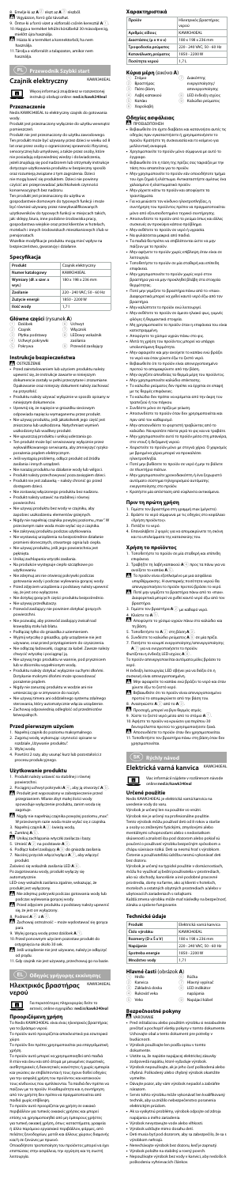8. Emelje ki az A 7 részt az A 6 részből.
9. Végezzen, forró gőz távozhat.
9. Öntse ki a forró vizet a vízforralót szűrés keresztül A 5.
10. Hagyja a terméket lehűlni külsőleg 10 másodpercig, mielőtt újra használja.
 Hűtsze ki a terméket a következőnek, ha nem használja.
11. Tárolja a vízforralót a talapzaton, amikor nem használja.

## PL Przewodnik Szybki start

# Czajnik elektryczny

KAWK3406EAL

Więcej informacji znajdziesz w rozszerzonej instrukcji obsługi online: ned.is/kawk3406eal

### Przeznaczenie

Nedis KAWK3406EAL to elektryczny czajnik do gotowania wody.

Produkt jest przeznaczony wyłącznie do użytku wewnątrz pomieszczeń.

Produkt nie jest przeznaczony do użytku zawodowego.

Ten produkt może być używany przez dzieci w wieku od 8 lat oraz przez osoby o ograniczonej sprawności fizycznej, sensorycznej lub umysłowej, a także przez osoby, które nie posiadają odpowiedniej wiedzy i doświadczenia, jeżeli znajdują się pod nadzorem lub otrzymały instrukcje dotyczące użytkowania produktu w bezpieczny sposób oraz rozumieją związane z tym zagrożenia. Dzieci nie mogą bawić się produktem. Dzieci nie powinny czyścić ani przeprowadzać jakichkolwiek czynności konserwacyjnych bez nadzoru.

Ten produkt jest przeznaczony do użytku w gospodarstwie domowym do typowych funkcji i może być również używany przez niewykwalifikowanych użytkowników do typowych funkcji w miejscach takich, jak: sklepy, biura, inne podobne środowiska pracy, gospodarstwa wiejskie oraz przez klientów w hotelach, motelach i innych środowiskach mieszkaniowych i/lub w pensjonatach.

Wszelkie modyfikacje produktu mogą mieć wpływ na bezpieczeństwo, gwarancję i działanie.

### Specyfikacja

| Produkt | Czajnik elektryczny |
|---|---|
| Numer katalogowy | KAWK3406EAL |
| Wymiary (dł. x szer. x wys.) | 180 x 198 x 236 mm |
| Zasilanie | 220 - 240 VAC; 50 - 60 Hz |
| Zużycie energii | 1850 - 2200 W |
| Ilość wody | 1,7 L |

### Główne części (rysunek A)

1. Dzbanek
2. Czajnik
3. Płytka podstawy
4. Uchwyt pokrywki
5. Pokrywa
6. Uchwyt
7. Włącznik
8. LEDowy wskaźnik
9. Kabel
10. Przewód zasilający

### Instrukcje bezpieczeństwa

 OSTRZEŻENIE
- Przed zainstalowaniem lub użyciem produktu należy upewnić się, że instrukcje zawarte w niniejszym dokumencie zostały w pełni przeczytane i zrozumiane. Dokument ten należy zachować na przyszłość.
- Produktu należy używać wyłącznie w sposób opisany w niniejszym dokumencie.
- Upewnij się, że napięcie w gniazdku sieciowym odpowiada napięciu wymaganemu przez produkt.
- Nie używaj produktu, jeśli jakakolwiek jego część jest zniszczona lub uszkodzona. Niezwłocznie wymień uszkodzone urządzenie.
- Nie upuszczaj produktu i unikaj uderzania go.
- Ten produkt może być serwisowany wyłącznie przez wykwalifikowanego serwisanta, aby zmniejszyć ryzyko porażenia prądem elektrycznym.
- Jeśli wystąpią problemy, odłącz produkt od źródła zasilania i innych urządzeń.
- Nie narażaj produktu na działanie wody lub wilgoci.
- Produkt należy przechowywać poza zasięgiem dzieci.
- Produkt nie jest zabawką – należy chronić go przed dostępem dzieci.
- Nie zostawiaj włączonego produktu bez nadzoru.
- Produkt należy ustawić na stabilnej i równej powierzchni.
- Nie używaj produktu bez wody w czajniku, aby zapobiec uszkodzeniu elementów grzejnych.
- Nigdy nie napełniaj czajnika powyżej poziomu „max" W przeciwnym razie może nastąpić wyciek wody ze czajnika.
- Nie zakrywaj otworów wentylacyjnych.
- Nie wystawiaj urządzenia na bezpośrednie działanie promieni słonecznych, otwartego ognia lub ciepła.
- Nie używaj produktu, jeśli jego powierzchnia jest pęknięta.
- Unikaj zachlapania wtyczki zasilania.
- Na produkcie występuje ryzyko oczyszczenia po użytkowaniu.
- Nie zakrywaj ani nie otwieraj pokrywki podczas gotowania wody i podczas wylewania gorącej wody.
- Przed zdjęciem urządzenia z podstawy należy upewnić się, że jest ono wyłączone.
- Nie dotykaj gorących części produktu bezpośrednio.
- Nie używaj przedłużacza.
- Przewód zasilający nie powinien dotykać gorących powierzchni.
- Nie pozwalaj, aby przewód zasilający zwisał nad krawędzią stołu lub blatu.
- Podłączaj tylko do gniazdka z uziemieniem.
- Wyjmij wtyczkę z gniazdka, gdy urządzenie nie jest używane, oraz przed przystąpieniem do czyszczenia.
- Nie odłączaj żadnych, ciągnąc za kabel. Zawsze należy chwycić wtyczkę i pociągnąć ją.
- Nie używaj tego produktu w wannie, pod prysznicem lub w otoczeniu wypełnionym wodą.
- Produktu należy dotykać wyłącznie suchymi dłońmi. Dotykanie mokrymi dłońmi może spowodować porażenie prądem.
- Nigdy nie zanurzaj produktu w wodzie ani nie umieszczaj go w zmywarce do naczyń.
- Nie używaj timera ani oddzielnego systemu zdalnego sterowania, który automatycznie włącza urządzenie.
- Zachowaj odpowiednią odległość od przedmiotów łatwopalnych.

### Przed pierwszym użyciem

1. Napełnij czajnik do poziomu maksymalnego.
2. Zagotuj wodę, wykonując czynności opisane w rozdziale „Używanie produktu".
3. Wylej wodę.
4. Powtórz 2 razy, aby usunąć kurz lub pozostałości z procesu produkcyjnego.

### Użytkowanie produktu

1. Produkt należy ustawić na stabilnej i równej powierzchni.
2. Pociągnij uchwyt pokrywki A 4, aby ją otworzyć A 5.
 Produkt jest wyposażony w zabezpieczenie przed przegrzaniem. Wtedy musi być ochładzany.
 Zawsze zapewnij automatyczne zostało rozpoczęte oraz czajnik jest wyłączony.
 Nigdy nie napełniaj czajnika powyżej poziomu „max" W przeciwnym razie woda może wylać się z czajnika.
3. Napełnij czajnik A 2 świeżą wodą.
4. Zamknij A 5.
5. Umieść czajnik na podstawę.
5. Umieść A 7 na podstawie A 3.
6. Podłącz kabel zasilający A 10 do gniazda zasilania.
7. Naciśnij przycisk włącz/wyłącz A 7, aby włączyć produkt.

Zaświeci się wskaźnik zasilania LED A 8.

Po zagotowaniu wody, produkt wyłączy się automatycznie.

LED-owy wskaźnik zasilania zgaśnie, wskazując, że produkt jest wyłączony.

 Nie otwieraj pokrywki podczas gotowania wody lub podczas wylewania gorącej wody.
 Przed zdjęciem produktu z podstawy należy upewnić się, że jest on wyłączony.
8. Podnieś A 2 z A 3.
 Zachowaj ostrożność – może wydostawać się gorąca para.
9. Wylej gorącą wodę przez dzbanek A 1.
10. Przed ponownym użyciem pozostaw produkt do ostygnięcia na około 10 sek.
 Jeśli urządzenie nie jest używane, należy je odłączyć od prądu.
11. Gdy czajnik nie jest używany, przechowuj go na bazie.

## EL Οδηγός γρήγορης εκκίνησης

# Ηλεκτρικός βραστήρας νερού

KAWK3406EAL

Για περισσότερες πληροφορίες δείτε το εκτενές online εγχειρίδιο: ned.is/kawk3406eal

### Προοριζόμενη χρήση

Το Nedis KAWK3406EAL είναι ένας ηλεκτρικός βραστήρας για το βράσιμο νερού.

Το προϊόν αυτό προορίζεται αποκλειστικά για εσωτερική χρήση.

Το προϊόν δεν πρέπει χρησιμοποιείται για επαγγελματική χρήση.

Το προϊόν αυτό μπορεί να χρησιμοποιηθεί από παιδιά 8 ετών και άνω και από άτομα με μειωμένες σωματικές, αισθητηριακές ή διανοητικές ικανότητες ή χωρίς εμπειρία και γνώσεις, εφόσον επιβλέπονται ή τους έχουν δοθεί οδηγίες για την ασφαλή χρήση του προϊόντος και κατανοούν τους κινδύνους που ενέχονται. Τα παιδιά δεν πρέπει να παίζουν με το προϊόν. Ο καθαρισμός και η συντήρηση από τον χρήστη δεν πρέπει να πραγματοποιούνται από παιδιά χωρίς επίβλεψη.

Το προϊόν προορίζεται μόνο για χρήση σε οικιακό περιβάλλον για τυπικές οικιακές χρήσεις και μπορεί επίσης να χρησιμοποιηθεί από μη ειδικούς χρήστες για τυπικές οικιακές χρήσεις όπως: καταστήματα, γραφεία ή άλλα παρόμοια εργασιακά περιβάλλοντα, αγροικίες, από πελάτες ξενοδοχείων, μοτέλ και άλλους χώρους διαμονής και/ή σε ξενώνες με πρωινό.

Οποιαδήποτε τροποποίηση του προϊόντος μπορεί να έχει επιπτώσεις στην ασφάλεια την εγγύηση και τη σωστή λειτουργία.

### Χαρακτηριστικά

| Προϊόν | Ηλεκτρικός βραστήρας νερού |
|---|---|
| Αριθμός είδους | KAWK3406EAL |
| Διαστάσεις (μ x π x υ) | 180 x 198 x 236 mm |
| Τροφοδοσία ρεύματος | 220 - 240 VAC; 50 - 60 Hz |
| Κατανάλωση ρεύματος | 1850 - 2200 W |
| Ποσότητα νερού | 1,7 L |

### Κύρια μέρη (εικόνα A)

1. Στόμιο
2. Βραστήρας
3. Πλάκα βάσης
4. Λαβή καπακιού
5. Καπάκι
6. Λαβή
7. Διακόπτης ενεργοποίησης/απενεργοποίησης
8. LED ένδειξη ισχύος
9. Καλώδιο
10. Καλώδιο ρεύματος

### Οδηγίες ασφάλειας

 ΠΡΟΕΙΔΟΠΟΙΗΣΗ
- Βεβαιωθείτε ότι έχετε διαβάσει και κατανοήσει πλήρως τις οδηγίες πριν εγκαταστήσετε ή χρησιμοποιήσετε το προϊόν. Κρατήστε το συγκεκριμένο έγγραφο για μελλοντική αναφορά.
- Χρησιμοποιείτε το προϊόν μόνο σύμφωνα με αυτό το έγγραφο.
- Βεβαιωθείτε ότι η τάση της πρίζας σας ταιριάζει με την τάση που αναγράφεται για το προϊόν.
- Μην χρησιμοποιείτε το προϊόν εάν οποιοδήποτε τμήμα του έχει ζημιά ή ελάττωμα. Αντικαταστήστε αμέσως ένα χαλασμένο ή ελαττωματικό προϊόν.
- Μην ρίχνετε κάτω το προϊόν και αποφύγετε τα προσκρούσεις.
- Για να μειώσετε τον κίνδυνο ηλεκτροπληξίας, η συντήρηση του προϊόντος πρέπει να πραγματοποιείται μόνο από εξουσιοδοτημένο τεχνικό συντήρησης.
- Αποσυνδέστε το προϊόν από το ρεύμα όπως και άλλες συσκευές αν προκύψει κάποιο πρόβλημα.
- Μην εκθέτετε το προϊόν σε νερό ή υγρασία.
- Να φυλάσσεται μακριά από παιδιά.
- Το παιδιά δεν πρέπει να επιτρέπεται ώστε να μην παίζουν με το προϊόν.
- Μην αφήνετε το προϊόν χωρίς επίβλεψη όταν είναι σε λειτουργία.
- Τοποθετήστε το προϊόν σε μια σταθερή και επίπεδη επιφάνεια.
- Μην χρησιμοποιείτε το προϊόν χωρίς νερό στον βραστήρα για να μην προκληθεί βλάβη στα στοιχεία θέρμανσης.
- Ποτέ μην γεμίζετε το βραστήρα πάνω από το επίπεδο «max» Διαφορετικά μπορεί να χυθεί καυτό νερό έξω από τον βραστήρα.
- Μην καλύπτετε το προϊόν ανοίγματα.
- Μην εκθέτετε το προϊόν σε άμεση ηλιακή φως, γυμνές φλόγες ή θερμότητα.
- Μην χρησιμοποιείτε το προϊόν όταν η επιφάνεια του είναι κατεστραμμένη.
- Αποφύγετε το χύσιμο νερού πάνω στο φις.
- Μετά τη χρήση του προϊόντος μπορεί να υπάρχει υπολειπόμενη θερμότητα.
- Μην καλύπτετε και μην ανοίγετε το καπάκι ενώ βράζει το νερό και όταν χύνετε ζεστό νερό.
- Βεβαιωθείτε ότι το προϊόν είναι απενεργοποιημένο προτού το απομακρύνετε από την βάση.
- Μην αγγίζετε απευθείας τα θερμά μέρη του προϊόντος.
- Μην χρησιμοποιείτε καλώδιο επέκτασης.
- Το καλώδιο ρεύματος δεν πρέπει να έρχεται σε επαφή με τις θερμές επιφάνειες.
- Το καλώδιο δεν πρέπει να κρέμεται από την άκρη του τραπεζιού ή του πάγκου.
- Συνδέετε μόνο σε γειωμένη πρίζα.
- Αποσυνδέστε το προϊόν όταν δεν χρησιμοποιείται και πριν από τον καθαρισμό.
- Μην αποσυνδέετε το φορτιστή τραβώντας από το καλώδιο. Να κρατάτε πάντα γερά το φις και να το τραβάτε.
- Μην χρησιμοποιείτε αυτό το προϊόν μέσα στη μπανιέρα, στο ντους ή δίπλα σε νερό.
- Χειριστείτε το προϊόν μόνο με στεγνά χέρια. Ο χειρισμός με βρεγμένα χέρια μπορεί να προκαλέσει ηλεκτροπληξία.
- Ποτέ μην βυθίζετε το προϊόν σε νερό ή μην το βάζετε σε πλυντήριο πιάτων.
- Μην χρησιμοποιείτε χρονοδιακόπτη ή ένα ξεχωριστό σύστημα ελέγχου τηλεχειρισμού που ενεργοποιεί αυτόματα τη συσκευή.
- Κρατήστε μια απόσταση από εύφλεκτα αντικείμενα.

### Πριν τη πρώτη χρήση

1. Γεμίστε τον βραστήρα στη μέγιστη τιμή (μέγιστο).
2. Βράστε το νερό σύμφωνα με τις οδηγίες στο κεφάλαιο «Χρήση προϊόντος».
3. Πετάξτε το νερό.
4. Επαναλάβετε 2 φορές για να απομακρύνετε τη σκόνη και τα υπολείμματα της κατασκευής του.

### Χρήση το προϊόντος

1. Τοποθετήστε το προϊόν σε μία σταθερή και επίπεδη επιφάνεια.
2. Τραβήξτε τη λαβή καπακιού A 4 προς τα πάνω για να ανοίξετε το καπάκι A 5.
 Το προϊόν είναι εξοπλισμένο με μια ασφάλεια υπερθέρμανσης. Η συνέπεια αυτού ότι η συσκευή πρέπει να απενεργοποιήσει το προϊόν πριν το βράσει το νερό.
 Ποτέ μην γεμίζετε το βραστήρα πάνω από το επίπεδο «max». Διαφορετικά μπορεί να χυθεί καυτό νερό έξω από τον βραστήρα.
3. Γεμίστε τον βραστήρα A 2 με καθαρό νερό.
4. Κλείστε το A 5.
 Αποφύγετε το χύσιμο νερών πάνω στο καλώδιο και τη βάση.
5. Τοποθετήστε το A 2 στη βάση A 3.
6. Συνδέστε το καλώδιο ρεύματος A 10 σε μία πρίζα.
7. Πατήστε το κουμπί ενεργοποίησης/απενεργοποίησης A 7 για να ενεργοποιήσετε το προϊόν.

Φωτίζεται η ένδειξη LED ισχύος A 8.

Το προϊόν απενεργοποιείται αυτόματα μόλις βράσει το νερό.

Η ένδειξη λειτουργίας LED σβήνει για να δείξει ότι η συσκευή είναι απενεργοποιημένη.

 Μην ανοίγετε το καπάκι ενώ βράζει το νερό και όταν χύνετε ζεστό νερό.
 Βεβαιωθείτε ότι το προϊόν είναι απενεργοποιημένο προτού το απομακρύνετε από την βάση του.
8. Ανασηκώστε A 2 από το A 3.
 Προσοχή, μπορεί να βγει θερμός ατμός.
9. Χύστε το ζεστό νερό μέσα από το στόμιο A 1.
10. Αφήστε το προϊόν να κρυώσει για περίπου 10 δευτερόλεπτα προτού το χρησιμοποιήσετε ξανά.
 Αποσυνδέστε το προϊόν όταν δεν χρησιμοποιείται.
11. Τοποθετήστε τον βραστήρα πάνω στη βάση όταν δεν χρησιμοποιείται.

## SK Rýchly návod

# Elektrická varná kanvica

KAWK3406EAL

Viac informácií nájdete v rozšírenom návode online: ned.is/kawk3406eal

### Určené použitie

Nedis KAWK3406EAL je elektrická varná kanvica na uvedenie vody do varu.

Výrobok je určený len na použitie vo vnútri.

Výrobok nie je určený na profesionálne použitie.

Tento výrobok môžu používať deti od 8 rokov a staršie a osoby so zníženými fyzickými, zmyslovými alebo mentálnymi schopnosťami alebo s nedostatkom skúseností a znalostí iba pod dozorom alebo pokiaľ sú poučení o používaní výrobku bezpečným spôsobom a chápu súvisiace riziká. Deti sa nesmú hrať s výrobkom. Čistenie a používateľskú údržbu nesmú vykonávať deti bez dozoru.

Výrobok je určený na typické použitie v domácnostiach, môžu ho používať aj bežní používatelia v prostrediach, ako sú obchody, kancelárie a iné podobné pracovné prostredia, alebo farmy, ako aj klienti v hoteloch, moteloch a ostatných ubytovacích prostrediach a/alebo v ubytovacích zariadeniach s raňajkami.

Každá zmena výrobku môže mať následky na bezpečnosť, záruku a riadne fungovanie.

### Technické údaje

| Produkt | Elektrická varná kanvica |
|---|---|
| Číslo výrobku | KAWK3406EAL |
| Rozmery (D x Š x V) | 180 x 198 x 236 mm |
| Napájanie | 220 - 240 VAC; 50 - 60 Hz |
| Spotreba energie | 1850 - 2200 W |
| Množstvo vody | 1,7 L |

### Hlavné časti (obrázok A)

1. Hrdlo
2. Kanvica
3. Základná doska
4. Rukoväť veka
5. Veko
6. Rúčka
7. Hlavný vypínač
8. LED indikátor napájania
9. Kábel
10. Napájací kábel

### Bezpečnostné pokyny

 VAROVANIE
- Pred inštaláciou alebo použitím výrobku si nezabudnite prečítať a pochopiť všetky pokyny v tomto dokumente. Uchovajte obal a tento dokument pre potreby v budúcnosti.
- Výrobok používajte len podľa opisu v tomto dokumente.
- Uistite sa, že napätie napájacej elektrickej zásuvky zodpovedá napätiu, ktoré vyžaduje výrobok.
- Výrobok nepoužívajte, ak je jeho časť poškodená alebo chybná. Poškodený alebo chybný výrobok okamžite vymeňte.
- Dávajte pozor, aby vám výrobok nepadol a zabráňte nárazom.
- Servis tohto výrobku môže vykonávať len kvalifikovaný technik, aby sa znížilo nebezpečenstvo porazenia elektrickým prúdom.
- Ak sa vyskytnú problémy, výrobok odpojte od zdroja napájania a iného zariadenia.
- Výrobok nevystavujte vode alebo vlhkosti.
- Výrobok uchovávajte mimo dosahu detí.
- Deti musia byť pod dozorom, aby sa zabezpečilo, že sa s výrobkom nehrajú.
- Nenechávajte výrobok bez dozoru, keď je zapnutý.
- Výrobok položte na stabilný a rovný povrch.
- Nepoužívajte výrobok bez vody v kanvici, aby nedošlo k poškodeniu ohrievacích prvkov.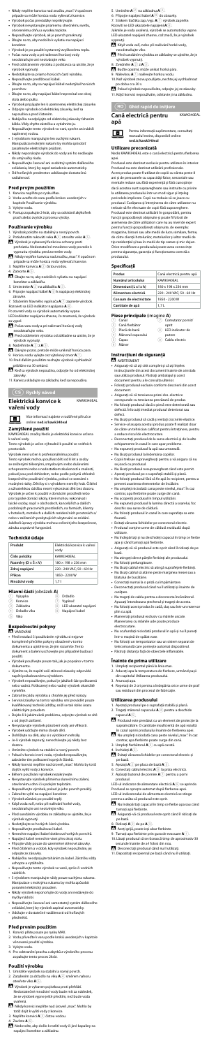- Nikdy nepÍňte konvicu nad značku „max“. V opačnom prípade sa môže horúca voda vyliať z konvice.
- Výrobok počas prevádzky nepohybujte.
- Výrobok nevyprázdňujte pravmou stranou, otvorenému ohňu a vysokej teplote.
- Nepoužívajte výrobok, ak je poruch prasknutý.
- Dbajte na to, aby nedošlo k vyliatiu na napájací konektor.
- Výrobok je pri použití vystavený vysokému teplu.
- Počas varu vody a pri nalievaní horúcej vody neodstraňujte ani neotvárajte veko.
- Pred odstránením výrobku z podstavca sa uistite, že je výrobok vypnutý.
- Nedotýkajte sa prámo horúcich častí výrobku.
- Nepoužívajte predlžovací kábel.
- Dbajte na to, aby napájací kábel nedotýkal horúcich povrchov.
- Dbajte na to, aby napájací kábel nepresahoval cez okraj stola alebo pultu.
- Výrobok pripájajte len k uzemnenej elektrickej zásuvke.
- Odpojte výrobok od elektrickej zásuvky, keď sa nepoužíva a pred čistením.
- Nabíjačku neodpájajte od elektrickej zásuvky ťahaním kábla. Vždy chyťte zástrčku a vytiahnite ju.
- Nepoužívajte tento výrobok vo vani, sprche ani nádrži naplnenej vodou.
- S výrobkom manipulujte len suchými rukami. Manipulácia mokrými rukami by mohla spôsobiť zasiahnutie elektrickým prúdom.
- Nikdy neponárajte výrobok do vody ani ho nedávajte do umývačky riadu.
- Nepoužívajte časovač ani osobitný systém diaľkového ovládania, ktorý by zapol zariadenie automaticky.
- Od horúcych predmetov udržiavajte dostatočný odstup.

## Pred prvým použitím

1. Konvicu naplňte po rysku MAX.
2. Vodu uvarte do varu podľa krokov uvedených v kapitole Používanie výrobku.
3. Vylejte vodu.
4. Postup zopakujte 2-krát, aby sa odstránili akýkoľvek prach alebo zvyšky z procesu výroby.

## Používanie výrobku

1. Výrobok položte na stabilný a rovný povrch.
2. Potiahnutím rukoväte veka **A**③ otvorte veko **A**①.

⚠ Výrobok je vybavený bezpečnosťou ochranou proti prehriatiu. Nedostatočné množstvo vody povedie k vypnutiu výrobku pred uvarením vody.

⚠ Nikdy nepíňte konvicu nad značku „max“. V opačnom prípade sa môže horúca voda vyliať z konvice.

3. Naplňte konvicu **A**⑦ čistou vodou.
4. Zatvorte **A**①.

⚠ Dbajte na to, aby nedošlo k vyliatiu na napájací konektor a základňu.

5. Umiestnite **A**⑦ na základňu **A**⑤.
6. Pripojte napájací kábel **A**⑥ k napájacej elektrickej zásuvke.
7. Stlačením tlačidla vypínača **A**④ zapnete výrobok.

Rozsvieti sa LED indikátor napájania **A**⑥.

Po uvarení vody sa výrobok automaticky vypne.

LED indikátor napájania zhasne, čo znamená, že výrobok sa vypol.

⚠ Počas varu vody a pri nalievaní horúcej vody neodstraňujte veko.

⚠ Pred odoberaním výrobku od základne sa uistite, že je výrobok vypnutý.

8. Nadvihnite **A**⑦ z **A**⑤.

⚠ Dávajte pozor, pretože môže uniknúť horúca para.

9. Horúcu vodu vylejte cez výlevkový otvor **A**②.
10. Pred ďalším použitím nechajte výrobok vychladnúť približne na 30 sekúnd.

⚠ Keď sa výrobok nepoužíva, odpojte ho od elektrickej zásuvky.

11. Konvicu skladujte na základni, keď sa nepoužíva.

## CS | Rychlý návod

# Elektrická konvice k vaření vody

KAWK340EAL

Více informací najdete v rozšířené příručce online: **ned.is/kawk340eal**

### Zamýšlené použití

KAWK340EAL značky Nedis je elektrická konvice k vaření vody.

Tento výrobek je určen výhradně k použití ve vnitřních prostorách.

Výrobek není určen k profesionálnímu použití.

Tento výrobek mohou používat děti od 8 let a osoby se sníženými fyzickými, smyslovými nebo duševními schopnostmi nebo s nedostatkem zkušeností a znalostí, pokud jsou pod dohledem, nebo pokud byly poučeny o bezpečném používání výrobku, pokud si uvědomují možná rizika. Děti by si s výrobkem neměly hrát. Čištění a údržbu by neměly provádět děti, pokud nejsou starší 8 let a pod dohledem. Výrobek je určen k použití v domácnosti a podobných prostorách jako: kuchyňky pro zaměstnance v obchodech, kancelářích a jiných pracovních prostředích; zemědělské usedlosti; pro klienty v hotelech, motelech a dalších rezidenčních prostředích; v prostředích typu nocleh se snídaní.

Jakékoli úpravy výrobku mohou ovlivnit jeho bezpečnost, záruku a správnou funkčnost.

### Technické údaje

| Produkt | Elektrická konvice k vaření vody |
| --- | --- |
| Číslo položky | KAWK340EAL |
| Rozměry (D x Š x V) | 180 x 198 x 236 mm |
| Zdroj napájení | 220 - 240 VAC; 50 - 60 Hz |
| Příkon | 1850 - 2200 W |
| Množství vody | 1,7 l |

### Hlavní části (obrázek A)

1. Víčko
2. Výlevka
3. Konvice
4. Vypínač
5. Základna
6. LED indikátor napájení
7. Držadlo víka
8. Napájecí kabel
9. Okénko

### Bezpečnostní pokyny

⚠ VAROVÁNÍ

- Před instalací či používáním výrobku si nejprve kompletně přečtěte pokyny obsažené v tomto dokumentu a ujistěte se, že jim rozumíte. Tento dokument si uložte pro případné budoucí použití.
- Výrobek používejte pouze tak, jak je popsáno v tomto dokumentu.
- Ujistěte se, že napětí sítě elektrické zásuvky odpovídá napětí uvedenému na štítku výrobku.
- Nepoužívejte výrobek, pokud je jakákoli část poškozena nebo vadná. Poškozený nebo vadný výrobek okamžitě vyměňte.
- Zabraňte pádu výrobku a chraňte jej před nárazy.
- Servis výrobku smí provádět pouze kvalifikovaný technik údržby, aby se snížilo riziko úrazu elektrickým proudem.
- Dojde-li k problému, odpojte výrobek ze sítě a od jiných zařízení.
- Nevystavujte výrobek působení vody ani vlhkosti.
- Výrobek udržujte mimo dosah dětí.
- Dohlížejte na děti, aby si s výrobkem nehrály.
- Je-li výrobek zapnutý, nenechávejte jej nikdy bez dozoru.
- Umístěte výrobek na stabilní a rovný povrch.
- Pokud v konvici není voda, výrobek nepoužívejte, zabráníte tím poškození topných článků.
- Nikdy konvici nepřeplňujte nad úroveň „max“. Mohlo by totiž dojít k vylití vody z konvice.
- Během používání výrobkem nehýbejte.
- Nevystavujte výrobek přímému slunečnímu záření, otevřenému ohni či vysokým teplotám.
- Nepoužívejte výrobek, pokud je vidět na něm praskliny.
- Zabraňte vylití na napájecí konektor.
- Výrobek během používání vystaven vysoké teplotě.
- Výrobek během používání vystaven vysokým teplotám.
- Když vodu vaří, nebo při nalévání horké vody, neodstraňujte ani neotvírejte víko.
- Před sundáním výrobku ze základny se ujistěte, že je výrobek vypnutý.
- Nedotýkejte se horkých částí výrobku.
- Nepoužívejte prodlužovací kabel.
- Nenechte napájecí kabel dotknout horkých povrchů.
- Napájecí kabel nenechte viset přes okraj stolu.
- Připojte výrobek pouze do uzemněné elektrické zásuvky.
- Před čištěním a v době, kdy výrobek nepoužíváte, jej odpojte ze zásuvky.
- Nabíječku neodpojujte taháním za kabel. Zástrčku vždy uchopte a vytáhněte.
- Nepoužívejte tento výrobek ve vaně, sprše či vodních nádržích.
- S výrobkem manipulujte vždy pouze suchýma rukama. Manipulace s mokrýma rukama by mohla způsobit poranění elektrickým proudem.
- Nikdy výrobek neponořujte do vody ani nedávejte do myčky nádobí.
- Nepoužívejte časovač ani samostatný systém dálkového ovládání, který by výrobek zapínal automaticky.
- Udržujte v dostatečné vzdálenosti od horkých předmětů.

### Před prvním použitím

1. Konvici plňte pouze po rysku MAX.
2. Vodu převeďte k varu podle kroků uvedených v kapitole věnované použití výrobku.
3. Vylejte vodu.
4. Pro odstranění prachu a zbytků z výrobního procesu zopakujte tento proces 2krát.

### Použití výrobku

1. Umístěte výrobek na stabilní a rovný povrch.
2. Zatažením za držadlo na víku **A**③ víko **A**① otevřete.

⚠ Výrobek je vybaven pojistkou proti přehřátí. Nedostatečné množství vody bude mít za následek, že se výrobek vypne ještě předtím, než bude voda uvařena.

⚠ Nikdy konvici nepřeplňujte nad úroveň „max“. Mohlo by totiž dojít k vylití vody z konvice.

3. Naplňte konvici **A**⑦ čistou vodou.
4. Zavřete **A**①.

⚠ Nedovolte, aby došlo k rozlití vody či jiné kapaliny na napájecí konektor a základnu.

5. Umístěte **A**⑦ na základnu **A**⑤.
6. Připojte napájecí kabel **A**⑧ do zásuvky.
7. Stiskem tlačítka zap./vyp. **A**④ výrobek zapnete.

Rozsvítí se LED indikátor napájení **A**⑥.

Jakmile je voda uvařená, výrobek se automaticky vypne. LED ukazatel napájení zhasne, což značí, že je výrobek vypnutý.

⚠ Když voda vaří, nebo při nalévání horké vody, neodstraňujte víko.

⚠ Před sundáním výrobku ze základny se ujistěte, že je výrobek vypnutý.

8. Zvedněte **A**⑦ z **A**⑤.

⚠ Buďte opatrní, může uniknout horká pára.

9. Nalévejte **A**⑦ nalévejte horkou vodu.
10. Než výrobek znovu použijete, nechte ho vychladnout po dobu cca 30 s.

⚠ Pokud výrobek nepoužíváte, odpojte jej ze zásuvky.

11. Když konvici nepoužíváte, uložte ji na základnu.

## RO | Ghid rapid de inițiere

# Cană electrică pentru apă

KAWK340EAL

Pentru informații suplimentare, consultați manualul extins, disponibil online: **ned.is/kawk340eal**

### Utilizare preconizată

Nedis KAWK340EAL este o cană electrică pentru fierberea apei.

Produsul este destinat exclusiv pentru utilizare în interior.

Produsul nu este destinat utilizării profesionale.

Acest produs poate fi utilizat de copii cu vârsta peste 8 ani și de persoanele cu capacități fizice, senzoriale sau mentale reduse sau fără experiență și fără cunoștințe dacă acestea sunt supravegheate sau instruite cu privire la utilizarea produsului într-un mod sigur și înțeleg pericolele implicate. Copiii nu trebuie să se joace cu produsul. Curățarea și întreținerea de către utilizator nu trebuie să fie efectuate de copii fără supraveghere.

Produsul este destinat utilizării în gospodării și pentru funcții gospodărești asemănătoare, cum ar fi: zone de bucătărie pentru personal în magazine, birouri și alte medii de lucru; case de la ferme; de către clienți în hoteluri, moteluri și alte medii de tip rezidențial; medii de tip pensiune.

Orice modificare a produsului poate avea consecințe pentru siguranță, garanția și funcționarea corectă a produsului.

### Specificații

| Produs | Cană electrică pentru apă |
| --- | --- |
| Număr articolului | KAWK340EAL |
| Dimensiuni (L x l x h) | 180 x 198 x 236 mm |
| Alimentare electrică | 220 - 240 VAC; 50 - 60 Hz |
| Consum de electricitate | 1850 - 2200 W |
| Cantitate de apă | 1,7 L |

### Piese principale (imagine A)

1. Capac
2. Cioc
3. Cană fierbător
4. Comutator pornit/oprit
5. Bază
6. LED indicator de putere
7. Mâner de capac
8. Cablu electric
9. Mâner

### Instrucțiuni de siguranță

⚠ AVERTISMENT

- Asigurați-vă că ați citit complet și că ați înțeles instrucțiunile din acest document înainte de a instala sau utiliza produsul. Păstrați ambalajul și acest document pentru a le consulta ulterior.
- Folosiți produsul exclusiv conform descrierii din acest document.
- Asigurați-vă că tensiunea prizei dvs. electrice corespunde cu tensiunea prezentată pe produs.
- Nu folosiți produsul dacă o parte este deteriorată sau defectă. Înlocuiți imediat produsul deteriorat sau defect.
- Nu lăsați produsul să cadă și evitați ciocnirile electrice.
- Service-ul asupra acestui produs poate fi realizat doar de către un tehnician calificat pentru întreținere, pentru a reduce riscul de electrocutare.
- Deconectați produsul de la sursa electrică și de la alte echipamente în cazul în care apar probleme.
- Nu expuneți produsul la apă sau umezeală.
- Nu lăsați produsul la îndemâna copiilor.
- Copiii trebuie supravegheați pentru a vă asigura că nu se joacă cu produsul.
- Nu lăsați produsul nesupravegheat când este pornit.
- Așezați produsul pe o suprafață stabilă și plană.
- Nu folosiți produsul fără să fie apă în recipient, pentru a preveni avarierea elementelor de încălzire.
- Nu umpleți niciodată cana peste nivelul „max". În caz contrar, apa fierbinte poate curge din cană.
- Nu acoperiți produsul în timpul utilizării.
- Nu expuneți produsul la lumina directă a soarelui, foc deschis sau surse de căldură.
- Nu folosiți produsul în cazul în care suprafața sa este fisurată.
- Evitați vărsarea lichidelor pe conectorul electric.
- Produsul este expus la căldură ridicată după utilizare.
- Nu îndepărtați și nu deschideți capacul în timp ce fierbe apa și când turnați apă fierbinte.
- Asigurați-vă că produsul este oprit când îl ridicați de pe bază.
- Nu atingeți direct părțile fierbinți ale produsului.
- Nu folosiți prelungitoare.
- Nu lăsați cablul electric să atingă suprafețele fierbinți.
- Nu lăsați cablul să atârne peste marginea mesei sau blatului de bucătărie.
- Conectați numai la o priză cu împământare.
- Deconectați produsul când nu îl utilizați și înainte de curățare.
- Nu trageți de cablu pentru a deconecta încărcătorul. Apucați întotdeauna ștecherul și trageți de acesta.
- Nu folosiți acest produs în cadă, duș sau într-un rezervor plin cu apă.
- Manevrați produsul exclusiv cu mâinile uscate. Manevrarea cu mâinile ude poate produce electrocutare.
- Nu scufundați niciodată produsul în apă și nu îl puneți într-o mașină de spălat vase.
- Nu folosiți un temporizator sau un sistem separat de telecomandă care pornește automat dispozitivul.
- Păstrați distanța față de obiectele inflamabile.

### Înainte de prima utilizare

1. Umpleți recipientul până la linia max.
2. Aduceți apa la temperatura de fierbere, urmând pașii din capitolul Utilizarea produsului.
3. Aruncați apa.
4. Repetați de 2 ori pentru a îndepărta orice urme de praf sau reziduuri din procesul de fabricație.

### Utilizarea produsului

1. Așezați produsul pe o suprafață stabilă și plană.
2. Trageți mânerul capacului **A**③ pentru a deschide capacul **A**①.

⚠ Produsul este prevăzut cu un element de protecție la supraîncălzire. O cantitate insuficientă de apă rezultă în cazul opririi produsului înainte de fierberea apei.

⚠ Nu umpleți niciodată cana peste nivelul „max". În caz contrar, apa fierbinte poate curge din cană.

3. Umpleți fierbătorul **A**⑦ cu apă curată.
4. Închideți **A**①.

⚠ Evitați vărsarea lichidelor pe conectorul electric și pe bază.

5. Așezați **A**⑦ pe placa de bază **A**⑤.
6. Conectați cablul electric **A**⑧ la priza electrică.
7. Apăsați butonul de pornire **A**④ pentru a porni produsul.

LED-ul indicator de alimentare electrică **A**⑥ se aprinde.

Produsul se oprește automat după fierberea apei.

LED-ul indicatorului de alimentare electrică se stinge pentru a arăta că produsul este oprit.

⚠ Nu îndepărtați capacul în timp ce fierbe apa sau când turnați apă fierbinte.

⚠ Asigurați-vă că produsul este oprit când îl ridicați de pe bază.

8. Ridicați **A**⑦ de pe **A**⑤.

⚠ Aveți grijă, poate ieși abur fierbinte.

9. Turnați apa fierbinte prin gura de evacuare **A**②.
10. Lăsați produsul să se răcească timp de aproximativ 30 secunde înainte de a-l folosi din nou.
11. Deconectați produsul când nu îl utilizați.
12. Depozitați recipientul pe bază când nu îl folosiți.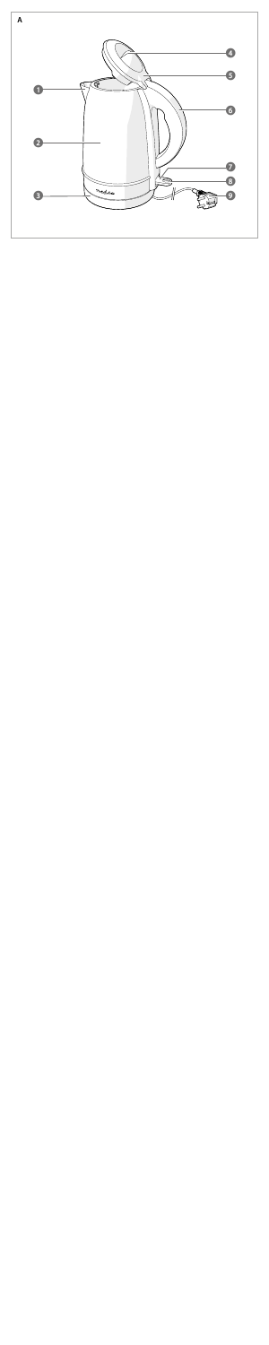A

1

2

3

4

5

6

7

8

9